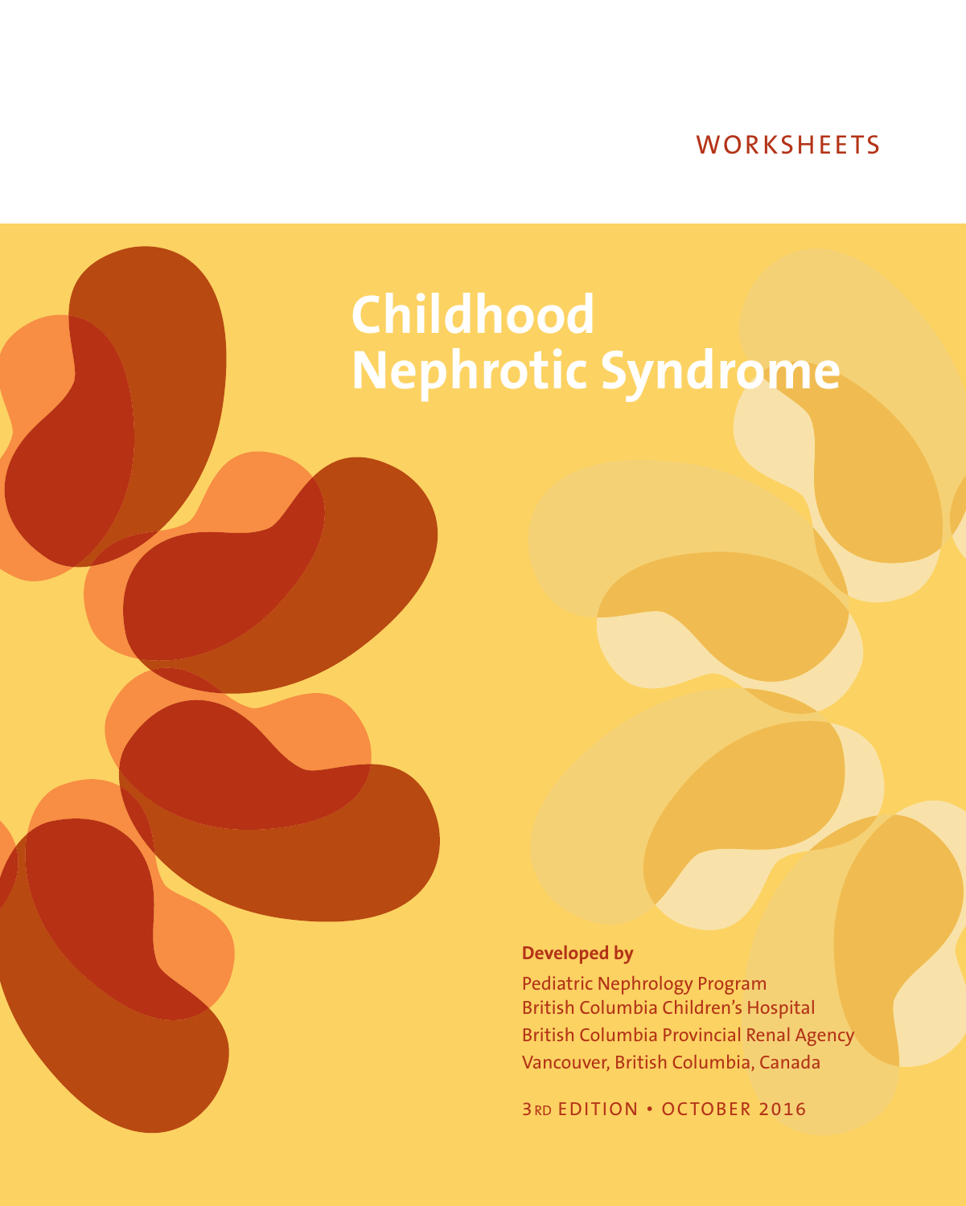WORKSHEETS

# Childhood Nephrotic Syndrome

**Developed by**

Pediatric Nephrology Program
British Columbia Children's Hospital
British Columbia Provincial Renal Agency
Vancouver, British Columbia, Canada

3RD EDITION • OCTOBER 2016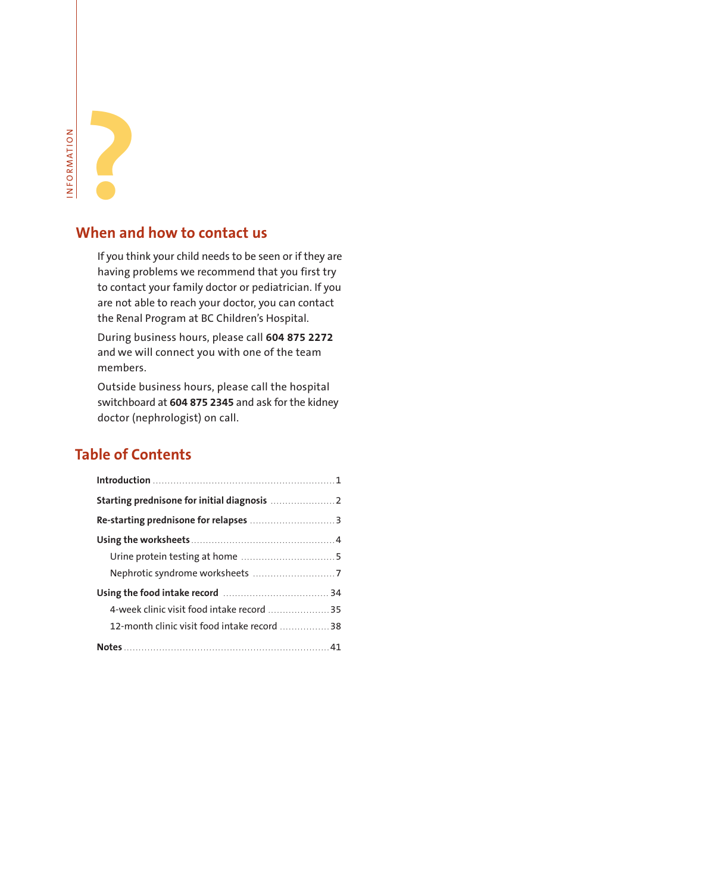INFORMATION

## When and how to contact us

If you think your child needs to be seen or if they are having problems we recommend that you first try to contact your family doctor or pediatrician. If you are not able to reach your doctor, you can contact the Renal Program at BC Children's Hospital.

During business hours, please call **604 875 2272** and we will connect you with one of the team members.

Outside business hours, please call the hospital switchboard at **604 875 2345** and ask for the kidney doctor (nephrologist) on call.

## Table of Contents

**Introduction** ........................................ 1

**Starting prednisone for initial diagnosis** .................... 2

**Re-starting prednisone for relapses** .......................... 3

**Using the worksheets** ........................................ 4

- Urine protein testing at home ........................ 5
- Nephrotic syndrome worksheets ...................... 7

**Using the food intake record** ............................ 34

- 4-week clinic visit food intake record ................. 35
- 12-month clinic visit food intake record ............... 38

**Notes** ........................................ 41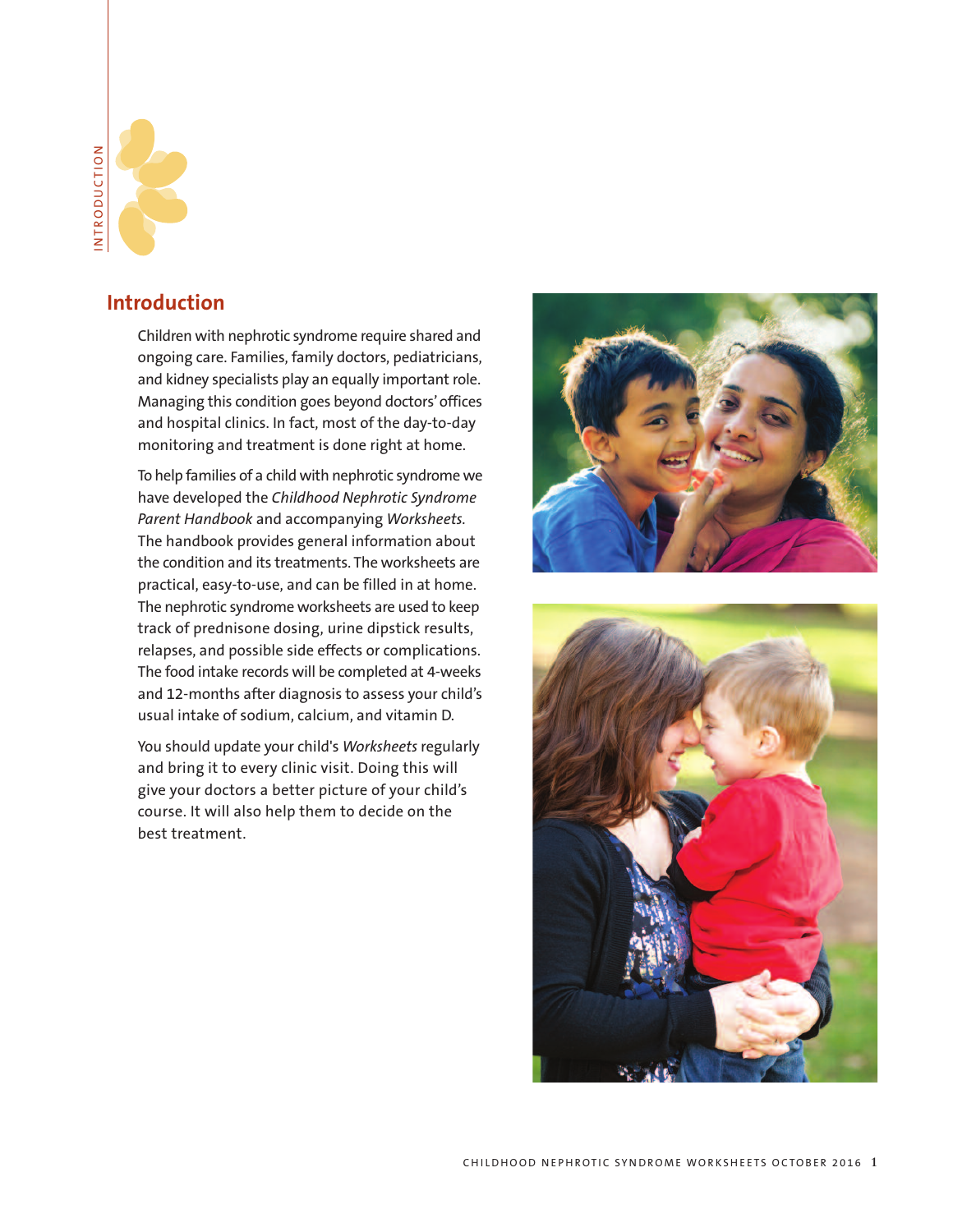## Introduction

Children with nephrotic syndrome require shared and ongoing care. Families, family doctors, pediatricians, and kidney specialists play an equally important role. Managing this condition goes beyond doctors' offices and hospital clinics. In fact, most of the day-to-day monitoring and treatment is done right at home.

To help families of a child with nephrotic syndrome we have developed the *Childhood Nephrotic Syndrome Parent Handbook* and accompanying *Worksheets*. The handbook provides general information about the condition and its treatments. The worksheets are practical, easy-to-use, and can be filled in at home. The nephrotic syndrome worksheets are used to keep track of prednisone dosing, urine dipstick results, relapses, and possible side effects or complications. The food intake records will be completed at 4-weeks and 12-months after diagnosis to assess your child's usual intake of sodium, calcium, and vitamin D.

You should update your child's *Worksheets* regularly and bring it to every clinic visit. Doing this will give your doctors a better picture of your child's course. It will also help them to decide on the best treatment.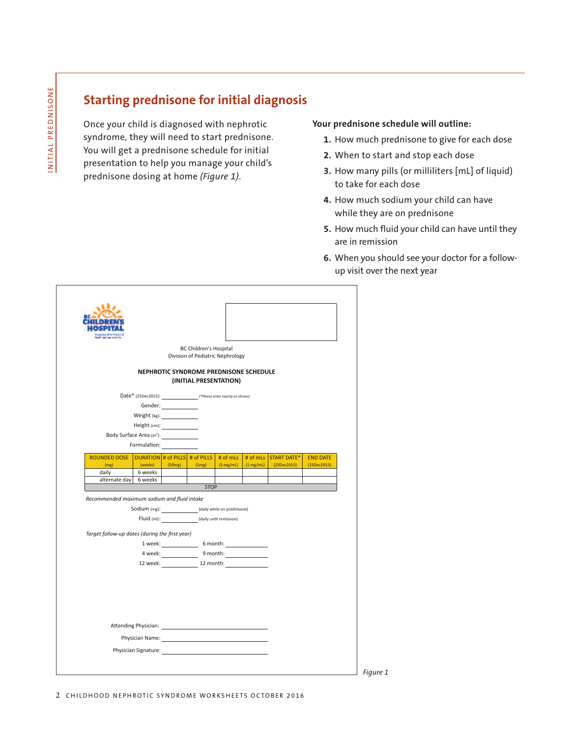## Starting prednisone for initial diagnosis

Once your child is diagnosed with nephrotic syndrome, they will need to start prednisone. You will get a prednisone schedule for initial presentation to help you manage your child's prednisone dosing at home *(Figure 1)*.

**Your prednisone schedule will outline:**

1. How much prednisone to give for each dose
2. When to start and stop each dose
3. How many pills (or milliliters [mL] of liquid) to take for each dose
4. How much sodium your child can have while they are on prednisone
5. How much fluid your child can have until they are in remission
6. When you should see your doctor for a follow-up visit over the next year

BC Children's Hospital
Division of Pediatric Nephrology

**NEPHROTIC SYNDROME PREDNISONE SCHEDULE**
**(INITIAL PRESENTATION)**

Date* (25Dec2015): ____________ *(\*Please enter exactly as shown)*

Gender: ____________

Weight (kg): ____________

Height (cm): ____________

Body Surface Area (m²): ____________

Formulation: ____________

| ROUNDED DOSE (mg) | DURATION (weeks) | # of PILLS (50mg) | # of PILLS (5mg) | # of mLs (5 mg/mL) | # of mLs (1 mg/mL) | START DATE* (25Dec2015) | END DATE (25Dec2015) |
|---|---|---|---|---|---|---|---|
| daily | 6 weeks | | | | | | |
| alternate day | 6 weeks | | | | | | |
| | | | STOP | | | | |

*Recommended maximum sodium and fluid intake*

Sodium (mg): ____________ (daily while on prednisone)

Fluid (ml): ____________ (daily until remission)

*Target follow-up dates (during the first year)*

1 week: ____________ 6 month: ____________

4 week: ____________ 9 month: ____________

12 week: ____________ 12 month: ____________

Attending Physician: ________________________

Physician Name: ________________________

Physician Signature: ________________________

*Figure 1*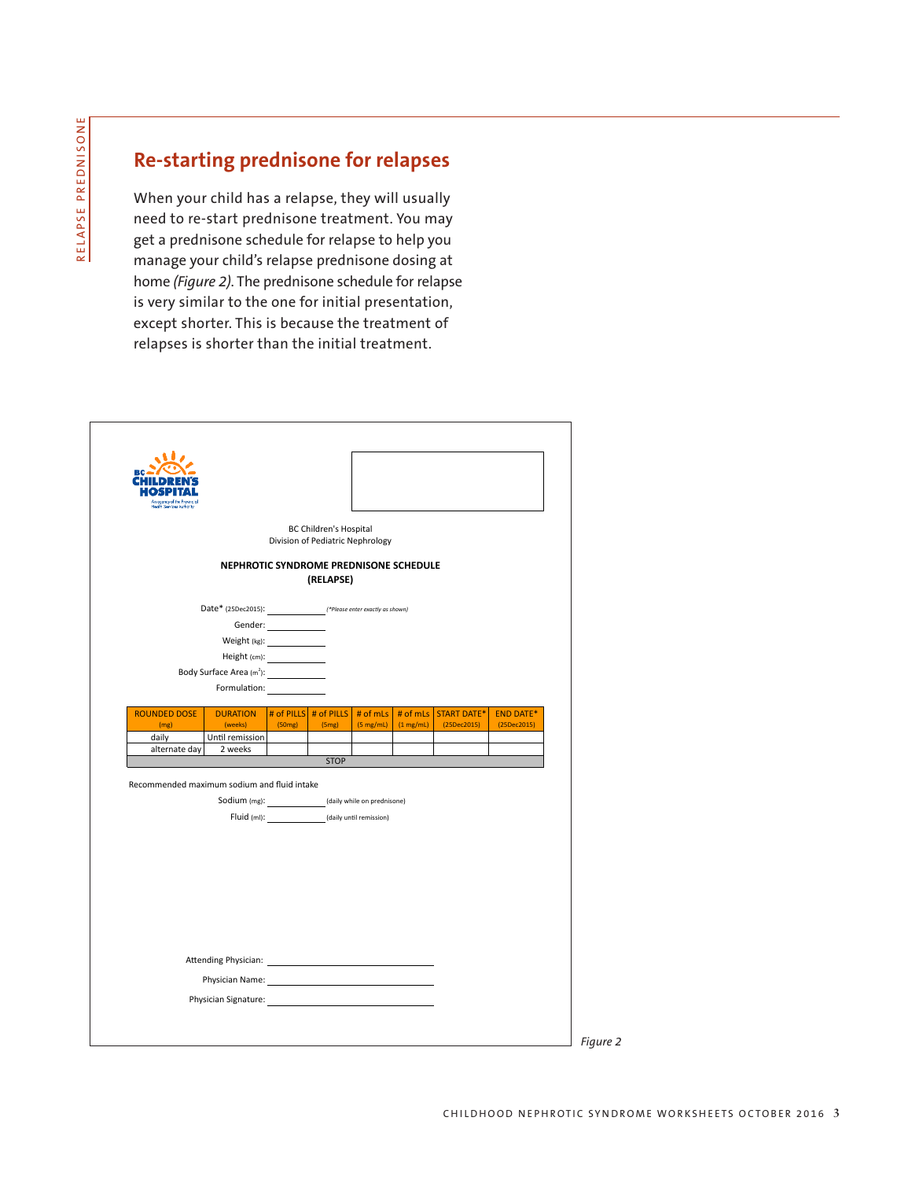## Re-starting prednisone for relapses

When your child has a relapse, they will usually need to re-start prednisone treatment. You may get a prednisone schedule for relapse to help you manage your child's relapse prednisone dosing at home *(Figure 2)*. The prednisone schedule for relapse is very similar to the one for initial presentation, except shorter. This is because the treatment of relapses is shorter than the initial treatment.

BC CHILDREN'S HOSPITAL

BC Children's Hospital
Division of Pediatric Nephrology

**NEPHROTIC SYNDROME PREDNISONE SCHEDULE (RELAPSE)**

Date* (25Dec2015): ____________ *(\*Please enter exactly as shown)*

Gender: ____________

Weight (kg): ____________

Height (cm): ____________

Body Surface Area ($m^2$): ____________

Formulation: ____________

| ROUNDED DOSE (mg) | DURATION (weeks) | # of PILLS (50mg) | # of PILLS (5mg) | # of mLs (5 mg/mL) | # of mLs (1 mg/mL) | START DATE* (25Dec2015) | END DATE* (25Dec2015) |
|---|---|---|---|---|---|---|---|
| daily | Until remission | | | | | | |
| alternate day | 2 weeks | | | | | | |
| | | | STOP | | | | |

Recommended maximum sodium and fluid intake

Sodium (mg): ____________ (daily while on prednisone)

Fluid (ml): ____________ (daily until remission)

Attending Physician: ____________________

Physician Name: ____________________

Physician Signature: ____________________

*Figure 2*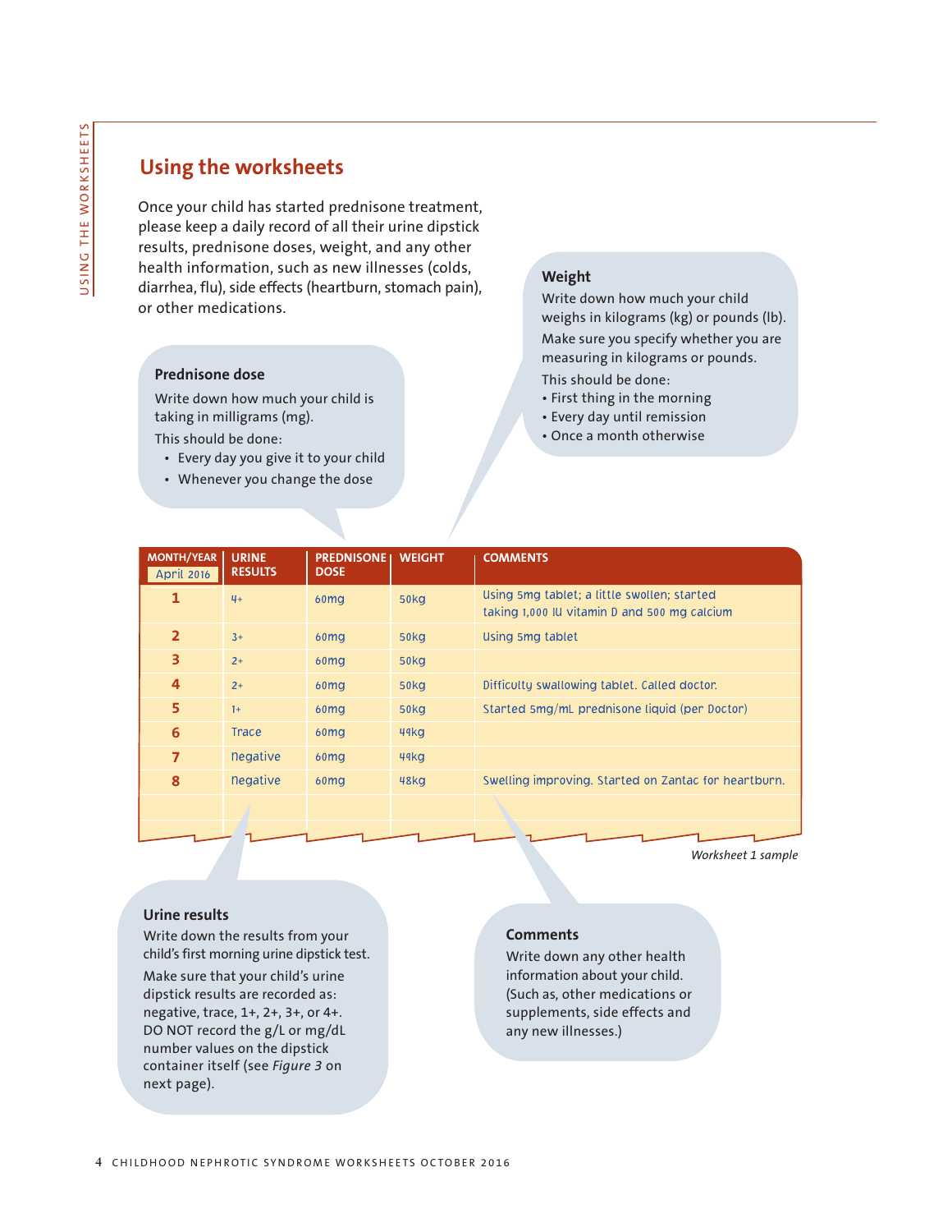## Using the worksheets

Once your child has started prednisone treatment, please keep a daily record of all their urine dipstick results, prednisone doses, weight, and any other health information, such as new illnesses (colds, diarrhea, flu), side effects (heartburn, stomach pain), or other medications.

### Weight

Write down how much your child weighs in kilograms (kg) or pounds (lb). Make sure you specify whether you are measuring in kilograms or pounds.

This should be done:

- First thing in the morning
- Every day until remission
- Once a month otherwise

### Prednisone dose

Write down how much your child is taking in milligrams (mg).

This should be done:

- Every day you give it to your child
- Whenever you change the dose

| MONTH/YEAR April 2016 | URINE RESULTS | PREDNISONE DOSE | WEIGHT | COMMENTS |
|---|---|---|---|---|
| 1 | 4+ | 60mg | 50kg | Using 5mg tablet; a little swollen; started taking 1,000 IU vitamin D and 500 mg calcium |
| 2 | 3+ | 60mg | 50kg | Using 5mg tablet |
| 3 | 2+ | 60mg | 50kg | |
| 4 | 2+ | 60mg | 50kg | Difficulty swallowing tablet. Called doctor. |
| 5 | 1+ | 60mg | 50kg | Started 5mg/mL prednisone liquid (per Doctor) |
| 6 | Trace | 60mg | 49kg | |
| 7 | Negative | 60mg | 49kg | |
| 8 | Negative | 60mg | 48kg | Swelling improving. Started on Zantac for heartburn. |
| | | | | |

*Worksheet 1 sample*

### Urine results

Write down the results from your child's first morning urine dipstick test.

Make sure that your child's urine dipstick results are recorded as: negative, trace, 1+, 2+, 3+, or 4+. DO NOT record the g/L or mg/dL number values on the dipstick container itself (see *Figure 3* on next page).

### Comments

Write down any other health information about your child. (Such as, other medications or supplements, side effects and any new illnesses.)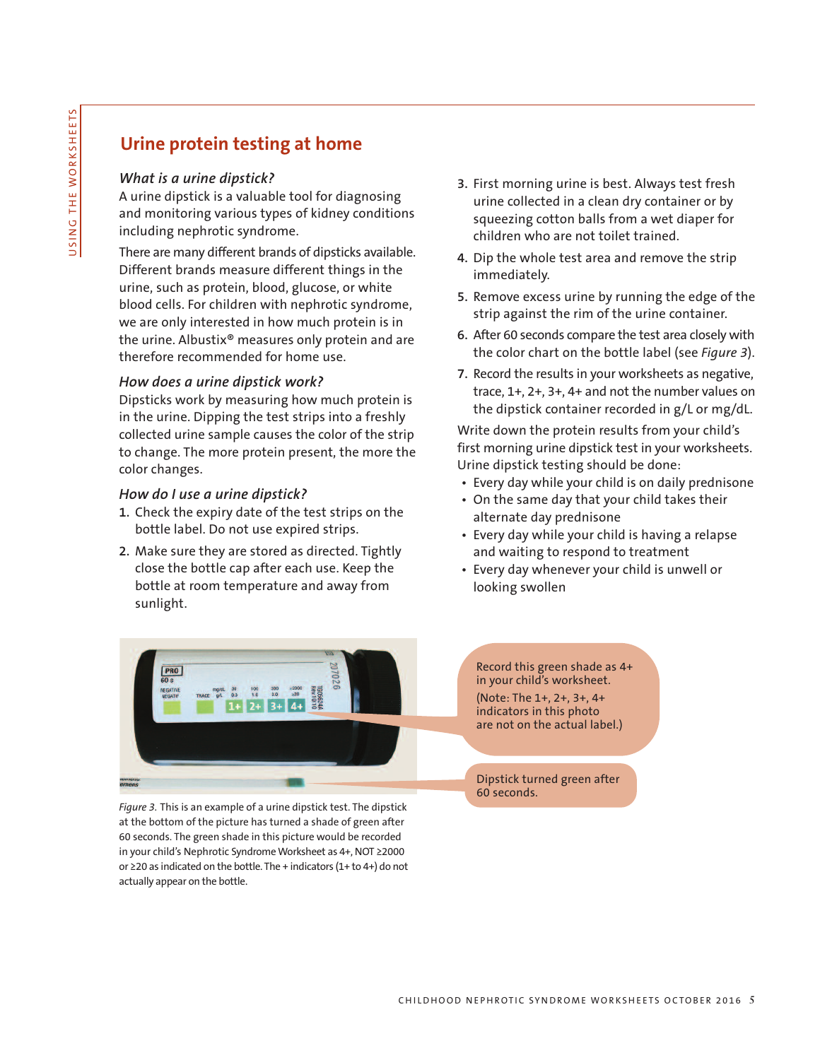## Urine protein testing at home

### *What is a urine dipstick?*

A urine dipstick is a valuable tool for diagnosing and monitoring various types of kidney conditions including nephrotic syndrome.

There are many different brands of dipsticks available. Different brands measure different things in the urine, such as protein, blood, glucose, or white blood cells. For children with nephrotic syndrome, we are only interested in how much protein is in the urine. Albustix® measures only protein and are therefore recommended for home use.

### *How does a urine dipstick work?*

Dipsticks work by measuring how much protein is in the urine. Dipping the test strips into a freshly collected urine sample causes the color of the strip to change. The more protein present, the more the color changes.

### *How do I use a urine dipstick?*

1. Check the expiry date of the test strips on the bottle label. Do not use expired strips.
2. Make sure they are stored as directed. Tightly close the bottle cap after each use. Keep the bottle at room temperature and away from sunlight.
3. First morning urine is best. Always test fresh urine collected in a clean dry container or by squeezing cotton balls from a wet diaper for children who are not toilet trained.
4. Dip the whole test area and remove the strip immediately.
5. Remove excess urine by running the edge of the strip against the rim of the urine container.
6. After 60 seconds compare the test area closely with the color chart on the bottle label (see *Figure 3*).
7. Record the results in your worksheets as negative, trace, 1+, 2+, 3+, 4+ and not the number values on the dipstick container recorded in g/L or mg/dL.

Write down the protein results from your child's first morning urine dipstick test in your worksheets. Urine dipstick testing should be done:

- Every day while your child is on daily prednisone
- On the same day that your child takes their alternate day prednisone
- Every day while your child is having a relapse and waiting to respond to treatment
- Every day whenever your child is unwell or looking swollen

Record this green shade as 4+ in your child's worksheet.

(Note: The 1+, 2+, 3+, 4+ indicators in this photo are not on the actual label.)

Dipstick turned green after 60 seconds.

*Figure 3.* This is an example of a urine dipstick test. The dipstick at the bottom of the picture has turned a shade of green after 60 seconds. The green shade in this picture would be recorded in your child's Nephrotic Syndrome Worksheet as 4+, NOT ≥2000 or ≥20 as indicated on the bottle. The + indicators (1+ to 4+) do not actually appear on the bottle.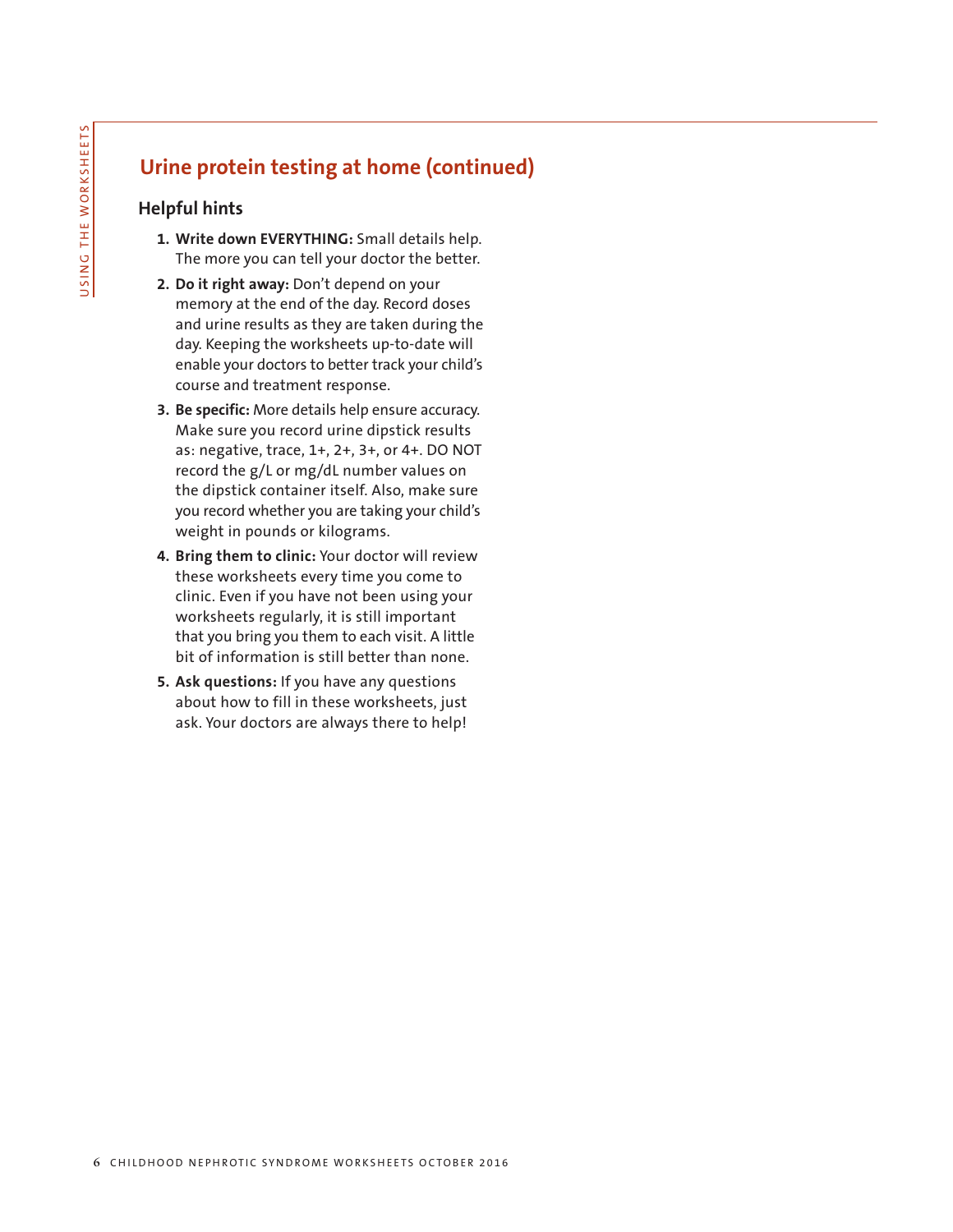## Urine protein testing at home (continued)

### Helpful hints

1. **Write down EVERYTHING:** Small details help. The more you can tell your doctor the better.
2. **Do it right away:** Don't depend on your memory at the end of the day. Record doses and urine results as they are taken during the day. Keeping the worksheets up-to-date will enable your doctors to better track your child's course and treatment response.
3. **Be specific:** More details help ensure accuracy. Make sure you record urine dipstick results as: negative, trace, 1+, 2+, 3+, or 4+. DO NOT record the g/L or mg/dL number values on the dipstick container itself. Also, make sure you record whether you are taking your child's weight in pounds or kilograms.
4. **Bring them to clinic:** Your doctor will review these worksheets every time you come to clinic. Even if you have not been using your worksheets regularly, it is still important that you bring you them to each visit. A little bit of information is still better than none.
5. **Ask questions:** If you have any questions about how to fill in these worksheets, just ask. Your doctors are always there to help!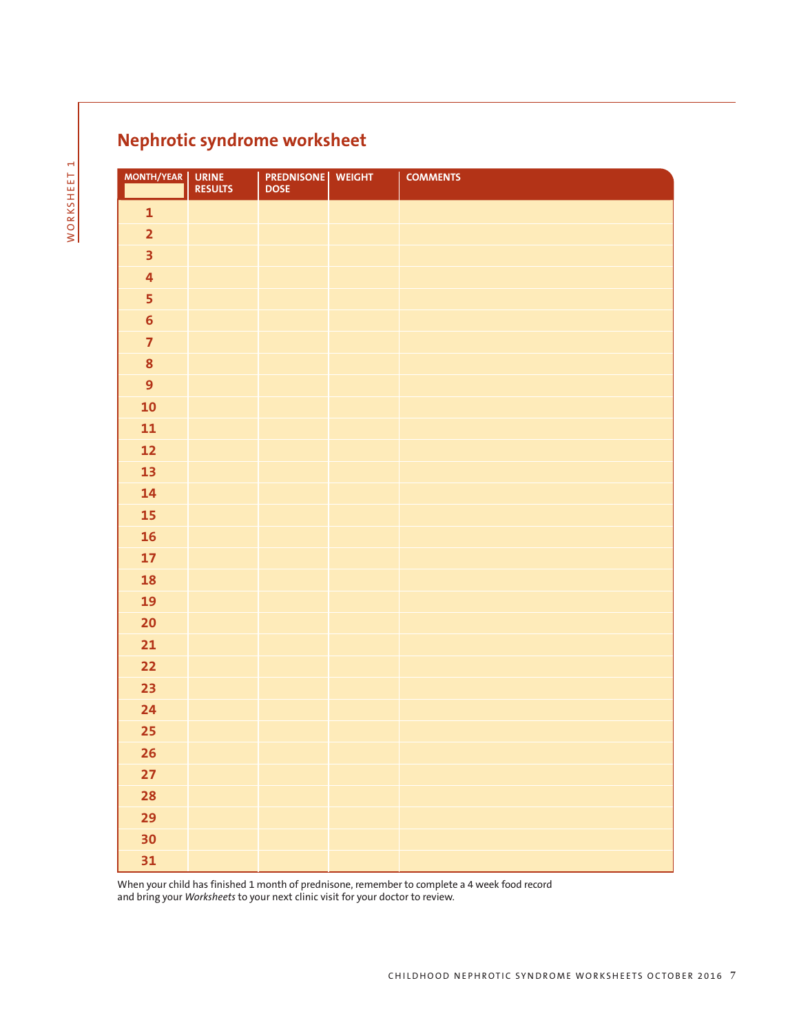## Nephrotic syndrome worksheet

| MONTH/YEAR | URINE RESULTS | PREDNISONE DOSE | WEIGHT | COMMENTS |
|---|---|---|---|---|
| 1 | | | | |
| 2 | | | | |
| 3 | | | | |
| 4 | | | | |
| 5 | | | | |
| 6 | | | | |
| 7 | | | | |
| 8 | | | | |
| 9 | | | | |
| 10 | | | | |
| 11 | | | | |
| 12 | | | | |
| 13 | | | | |
| 14 | | | | |
| 15 | | | | |
| 16 | | | | |
| 17 | | | | |
| 18 | | | | |
| 19 | | | | |
| 20 | | | | |
| 21 | | | | |
| 22 | | | | |
| 23 | | | | |
| 24 | | | | |
| 25 | | | | |
| 26 | | | | |
| 27 | | | | |
| 28 | | | | |
| 29 | | | | |
| 30 | | | | |
| 31 | | | | |

When your child has finished 1 month of prednisone, remember to complete a 4 week food record and bring your *Worksheets* to your next clinic visit for your doctor to review.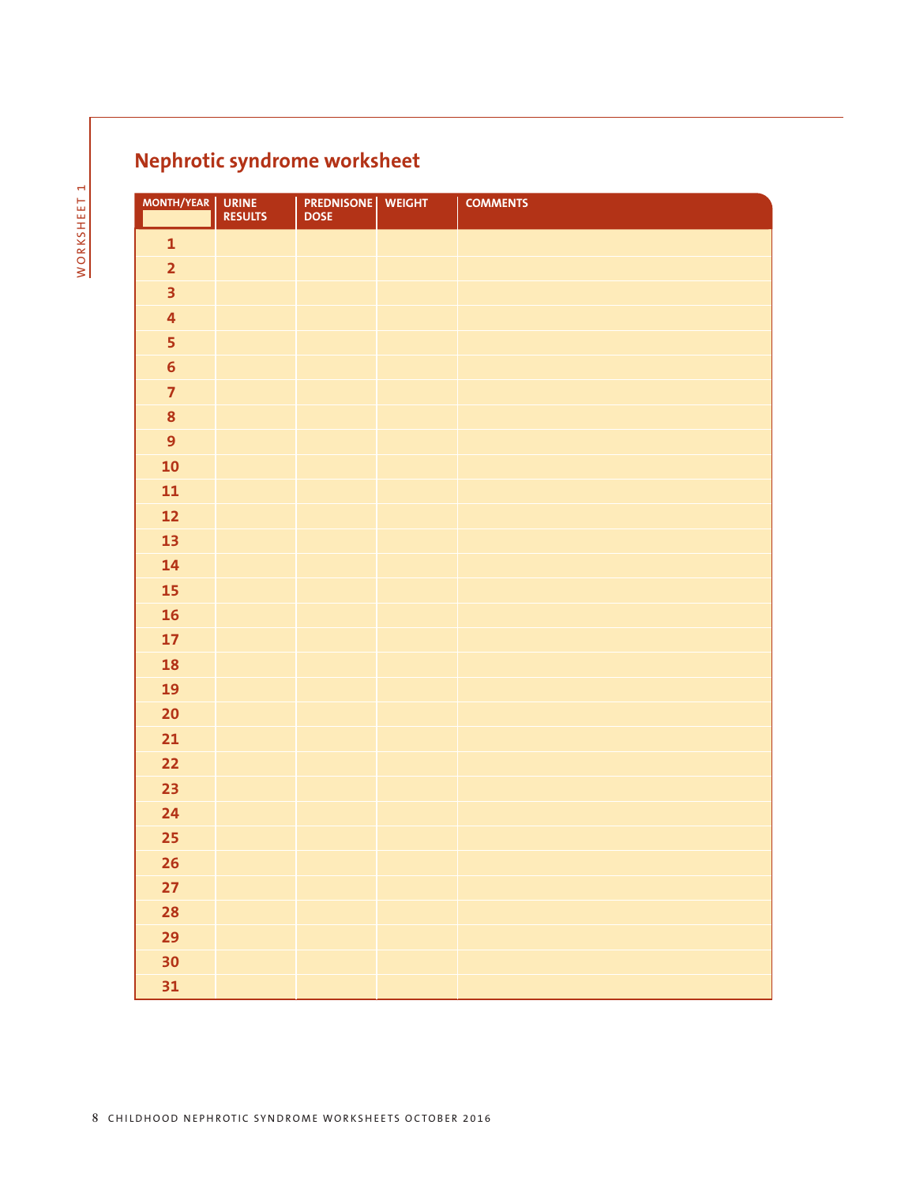## Nephrotic syndrome worksheet

| MONTH/YEAR | URINE RESULTS | PREDNISONE DOSE | WEIGHT | COMMENTS |
|---|---|---|---|---|
| 1 | | | | |
| 2 | | | | |
| 3 | | | | |
| 4 | | | | |
| 5 | | | | |
| 6 | | | | |
| 7 | | | | |
| 8 | | | | |
| 9 | | | | |
| 10 | | | | |
| 11 | | | | |
| 12 | | | | |
| 13 | | | | |
| 14 | | | | |
| 15 | | | | |
| 16 | | | | |
| 17 | | | | |
| 18 | | | | |
| 19 | | | | |
| 20 | | | | |
| 21 | | | | |
| 22 | | | | |
| 23 | | | | |
| 24 | | | | |
| 25 | | | | |
| 26 | | | | |
| 27 | | | | |
| 28 | | | | |
| 29 | | | | |
| 30 | | | | |
| 31 | | | | |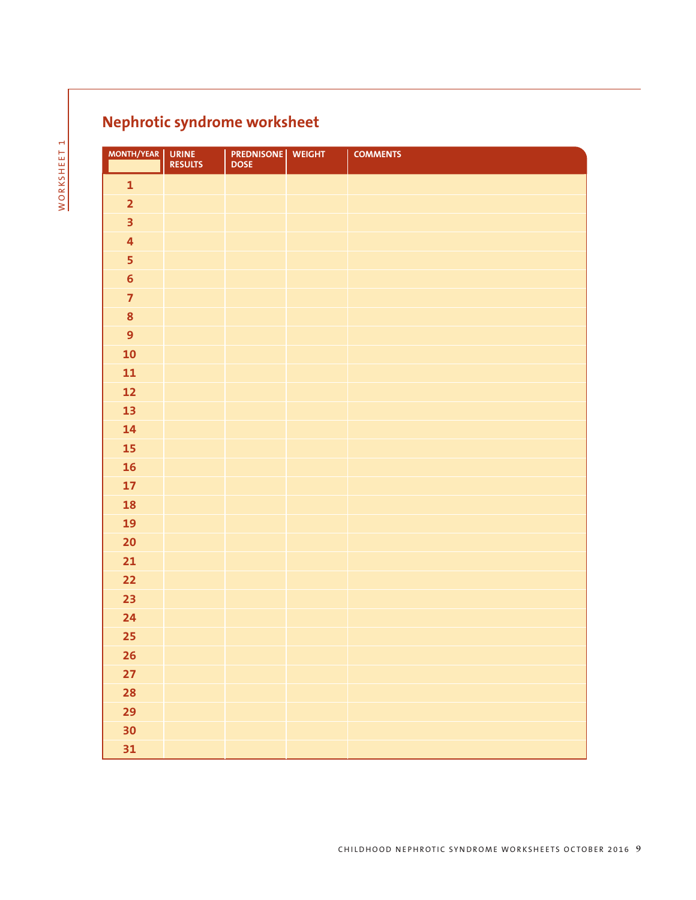## Nephrotic syndrome worksheet

| MONTH/YEAR | URINE RESULTS | PREDNISONE DOSE | WEIGHT | COMMENTS |
|---|---|---|---|---|
| 1 | | | | |
| 2 | | | | |
| 3 | | | | |
| 4 | | | | |
| 5 | | | | |
| 6 | | | | |
| 7 | | | | |
| 8 | | | | |
| 9 | | | | |
| 10 | | | | |
| 11 | | | | |
| 12 | | | | |
| 13 | | | | |
| 14 | | | | |
| 15 | | | | |
| 16 | | | | |
| 17 | | | | |
| 18 | | | | |
| 19 | | | | |
| 20 | | | | |
| 21 | | | | |
| 22 | | | | |
| 23 | | | | |
| 24 | | | | |
| 25 | | | | |
| 26 | | | | |
| 27 | | | | |
| 28 | | | | |
| 29 | | | | |
| 30 | | | | |
| 31 | | | | |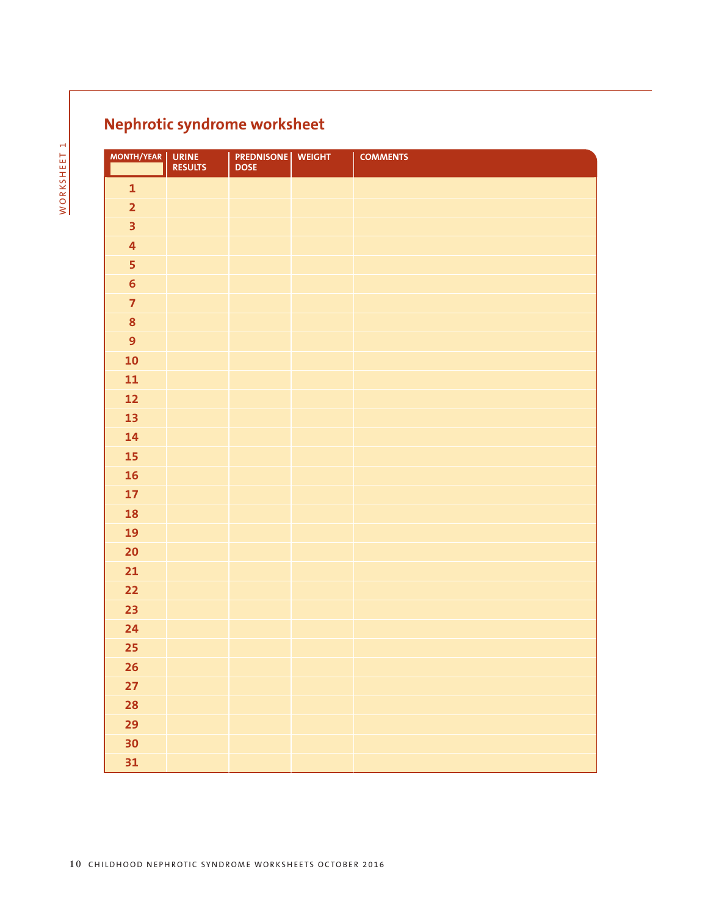## Nephrotic syndrome worksheet

| MONTH/YEAR | URINE RESULTS | PREDNISONE DOSE | WEIGHT | COMMENTS |
|---|---|---|---|---|
| 1 | | | | |
| 2 | | | | |
| 3 | | | | |
| 4 | | | | |
| 5 | | | | |
| 6 | | | | |
| 7 | | | | |
| 8 | | | | |
| 9 | | | | |
| 10 | | | | |
| 11 | | | | |
| 12 | | | | |
| 13 | | | | |
| 14 | | | | |
| 15 | | | | |
| 16 | | | | |
| 17 | | | | |
| 18 | | | | |
| 19 | | | | |
| 20 | | | | |
| 21 | | | | |
| 22 | | | | |
| 23 | | | | |
| 24 | | | | |
| 25 | | | | |
| 26 | | | | |
| 27 | | | | |
| 28 | | | | |
| 29 | | | | |
| 30 | | | | |
| 31 | | | | |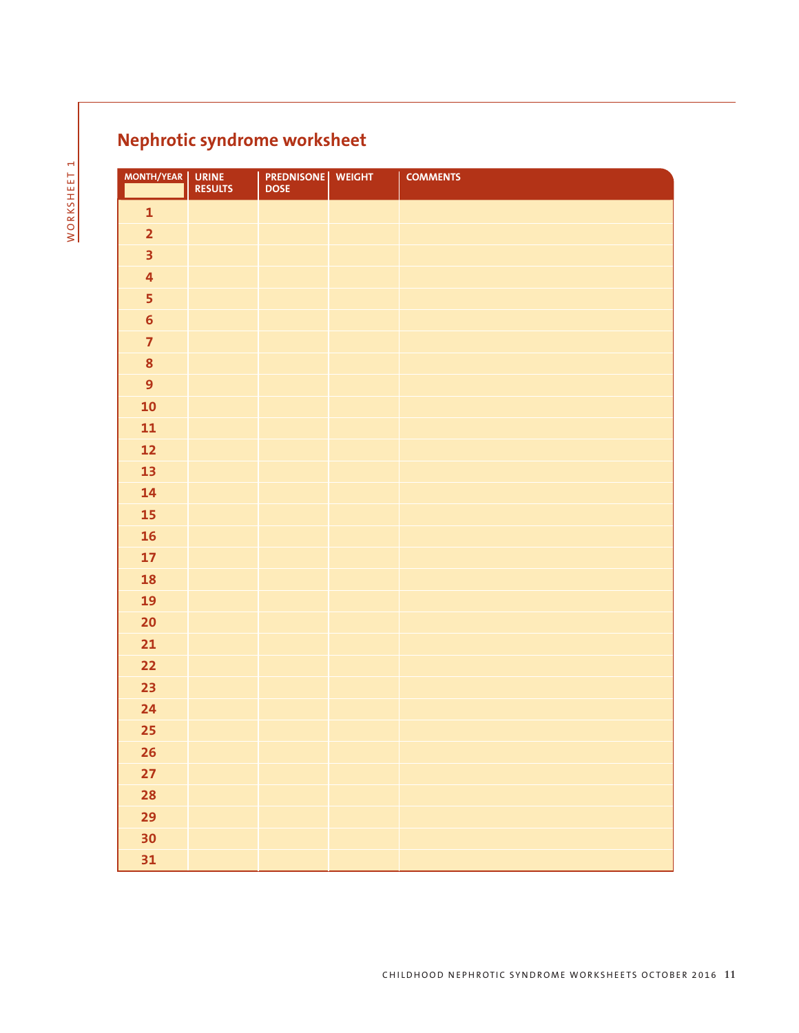## Nephrotic syndrome worksheet

| MONTH/YEAR | URINE RESULTS | PREDNISONE DOSE | WEIGHT | COMMENTS |
|---|---|---|---|---|
| 1 | | | | |
| 2 | | | | |
| 3 | | | | |
| 4 | | | | |
| 5 | | | | |
| 6 | | | | |
| 7 | | | | |
| 8 | | | | |
| 9 | | | | |
| 10 | | | | |
| 11 | | | | |
| 12 | | | | |
| 13 | | | | |
| 14 | | | | |
| 15 | | | | |
| 16 | | | | |
| 17 | | | | |
| 18 | | | | |
| 19 | | | | |
| 20 | | | | |
| 21 | | | | |
| 22 | | | | |
| 23 | | | | |
| 24 | | | | |
| 25 | | | | |
| 26 | | | | |
| 27 | | | | |
| 28 | | | | |
| 29 | | | | |
| 30 | | | | |
| 31 | | | | |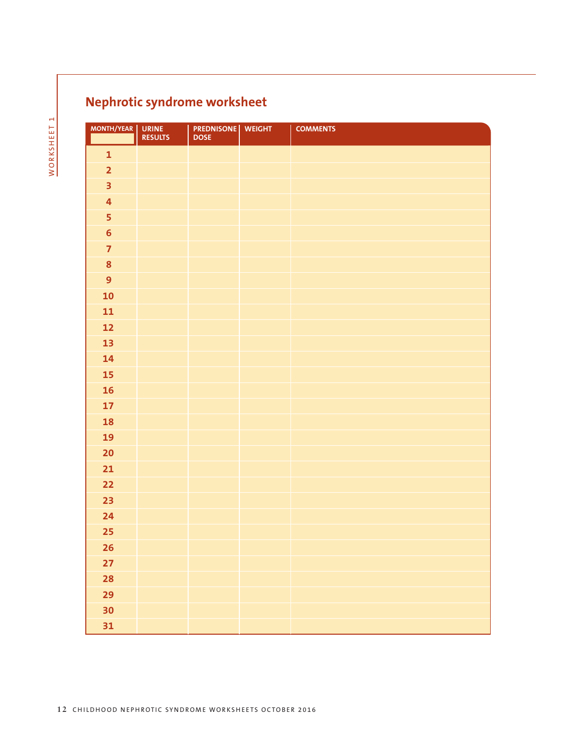## Nephrotic syndrome worksheet

| MONTH/YEAR | URINE RESULTS | PREDNISONE DOSE | WEIGHT | COMMENTS |
|---|---|---|---|---|
| 1 | | | | |
| 2 | | | | |
| 3 | | | | |
| 4 | | | | |
| 5 | | | | |
| 6 | | | | |
| 7 | | | | |
| 8 | | | | |
| 9 | | | | |
| 10 | | | | |
| 11 | | | | |
| 12 | | | | |
| 13 | | | | |
| 14 | | | | |
| 15 | | | | |
| 16 | | | | |
| 17 | | | | |
| 18 | | | | |
| 19 | | | | |
| 20 | | | | |
| 21 | | | | |
| 22 | | | | |
| 23 | | | | |
| 24 | | | | |
| 25 | | | | |
| 26 | | | | |
| 27 | | | | |
| 28 | | | | |
| 29 | | | | |
| 30 | | | | |
| 31 | | | | |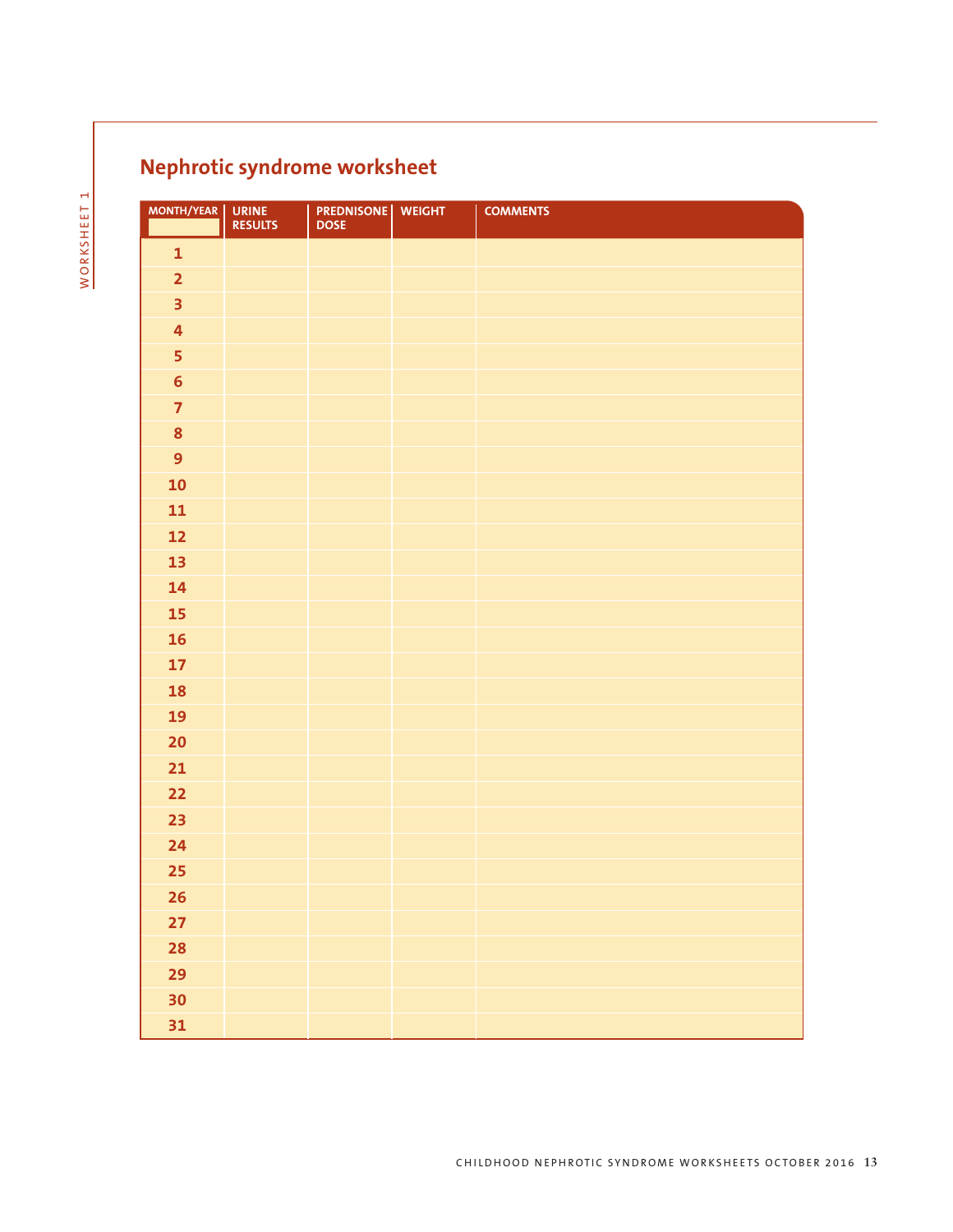## Nephrotic syndrome worksheet

| MONTH/YEAR | URINE RESULTS | PREDNISONE DOSE | WEIGHT | COMMENTS |
|---|---|---|---|---|
| 1 | | | | |
| 2 | | | | |
| 3 | | | | |
| 4 | | | | |
| 5 | | | | |
| 6 | | | | |
| 7 | | | | |
| 8 | | | | |
| 9 | | | | |
| 10 | | | | |
| 11 | | | | |
| 12 | | | | |
| 13 | | | | |
| 14 | | | | |
| 15 | | | | |
| 16 | | | | |
| 17 | | | | |
| 18 | | | | |
| 19 | | | | |
| 20 | | | | |
| 21 | | | | |
| 22 | | | | |
| 23 | | | | |
| 24 | | | | |
| 25 | | | | |
| 26 | | | | |
| 27 | | | | |
| 28 | | | | |
| 29 | | | | |
| 30 | | | | |
| 31 | | | | |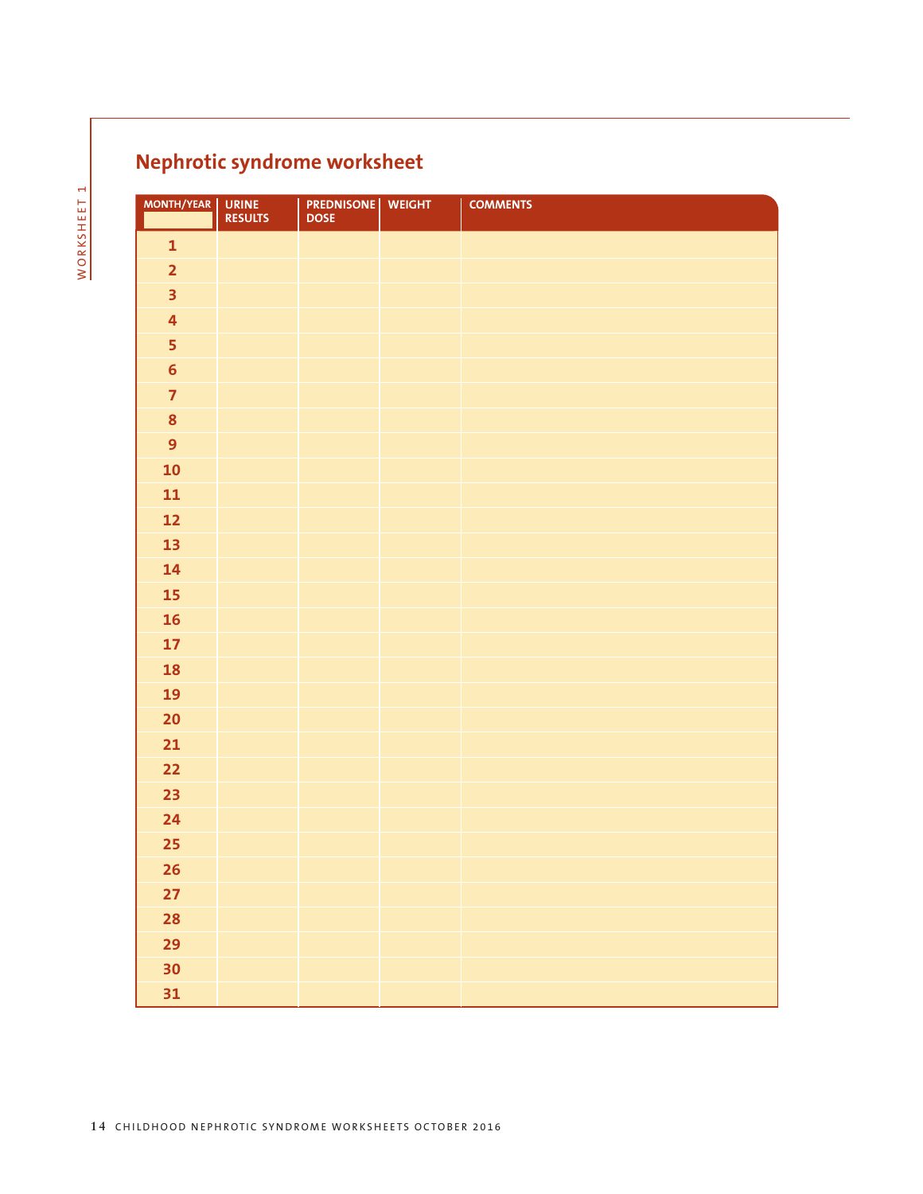## Nephrotic syndrome worksheet

| MONTH/YEAR | URINE RESULTS | PREDNISONE DOSE | WEIGHT | COMMENTS |
|---|---|---|---|---|
| 1 | | | | |
| 2 | | | | |
| 3 | | | | |
| 4 | | | | |
| 5 | | | | |
| 6 | | | | |
| 7 | | | | |
| 8 | | | | |
| 9 | | | | |
| 10 | | | | |
| 11 | | | | |
| 12 | | | | |
| 13 | | | | |
| 14 | | | | |
| 15 | | | | |
| 16 | | | | |
| 17 | | | | |
| 18 | | | | |
| 19 | | | | |
| 20 | | | | |
| 21 | | | | |
| 22 | | | | |
| 23 | | | | |
| 24 | | | | |
| 25 | | | | |
| 26 | | | | |
| 27 | | | | |
| 28 | | | | |
| 29 | | | | |
| 30 | | | | |
| 31 | | | | |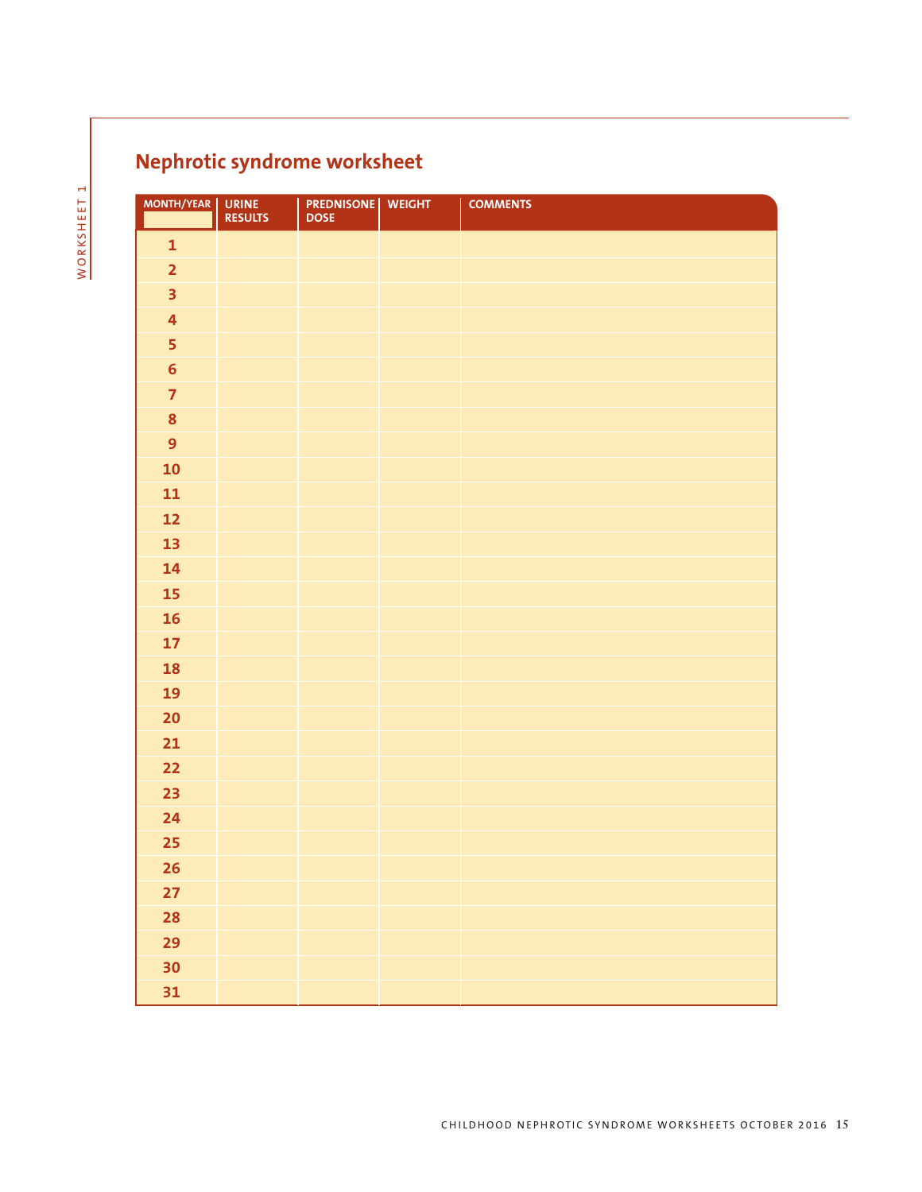## Nephrotic syndrome worksheet

| MONTH/YEAR | URINE RESULTS | PREDNISONE DOSE | WEIGHT | COMMENTS |
|---|---|---|---|---|
| 1 | | | | |
| 2 | | | | |
| 3 | | | | |
| 4 | | | | |
| 5 | | | | |
| 6 | | | | |
| 7 | | | | |
| 8 | | | | |
| 9 | | | | |
| 10 | | | | |
| 11 | | | | |
| 12 | | | | |
| 13 | | | | |
| 14 | | | | |
| 15 | | | | |
| 16 | | | | |
| 17 | | | | |
| 18 | | | | |
| 19 | | | | |
| 20 | | | | |
| 21 | | | | |
| 22 | | | | |
| 23 | | | | |
| 24 | | | | |
| 25 | | | | |
| 26 | | | | |
| 27 | | | | |
| 28 | | | | |
| 29 | | | | |
| 30 | | | | |
| 31 | | | | |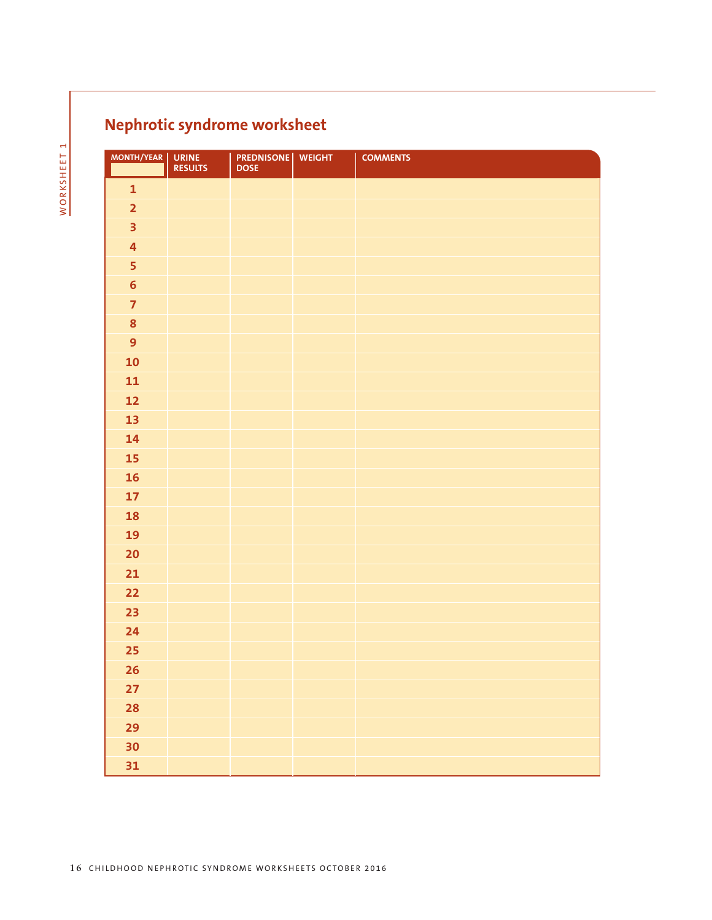## Nephrotic syndrome worksheet

| MONTH/YEAR | URINE RESULTS | PREDNISONE DOSE | WEIGHT | COMMENTS |
|---|---|---|---|---|
| 1 | | | | |
| 2 | | | | |
| 3 | | | | |
| 4 | | | | |
| 5 | | | | |
| 6 | | | | |
| 7 | | | | |
| 8 | | | | |
| 9 | | | | |
| 10 | | | | |
| 11 | | | | |
| 12 | | | | |
| 13 | | | | |
| 14 | | | | |
| 15 | | | | |
| 16 | | | | |
| 17 | | | | |
| 18 | | | | |
| 19 | | | | |
| 20 | | | | |
| 21 | | | | |
| 22 | | | | |
| 23 | | | | |
| 24 | | | | |
| 25 | | | | |
| 26 | | | | |
| 27 | | | | |
| 28 | | | | |
| 29 | | | | |
| 30 | | | | |
| 31 | | | | |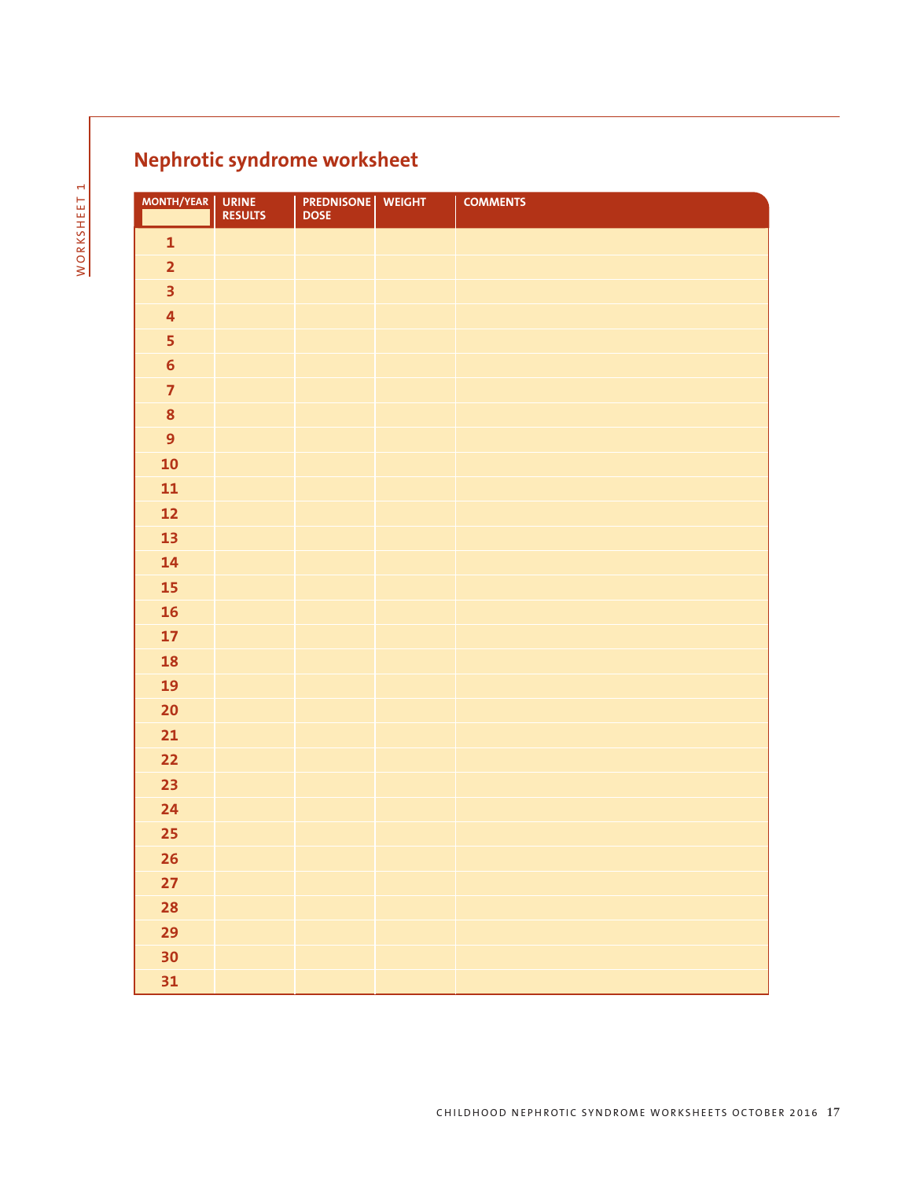## Nephrotic syndrome worksheet

| MONTH/YEAR | URINE RESULTS | PREDNISONE DOSE | WEIGHT | COMMENTS |
|---|---|---|---|---|
| 1 | | | | |
| 2 | | | | |
| 3 | | | | |
| 4 | | | | |
| 5 | | | | |
| 6 | | | | |
| 7 | | | | |
| 8 | | | | |
| 9 | | | | |
| 10 | | | | |
| 11 | | | | |
| 12 | | | | |
| 13 | | | | |
| 14 | | | | |
| 15 | | | | |
| 16 | | | | |
| 17 | | | | |
| 18 | | | | |
| 19 | | | | |
| 20 | | | | |
| 21 | | | | |
| 22 | | | | |
| 23 | | | | |
| 24 | | | | |
| 25 | | | | |
| 26 | | | | |
| 27 | | | | |
| 28 | | | | |
| 29 | | | | |
| 30 | | | | |
| 31 | | | | |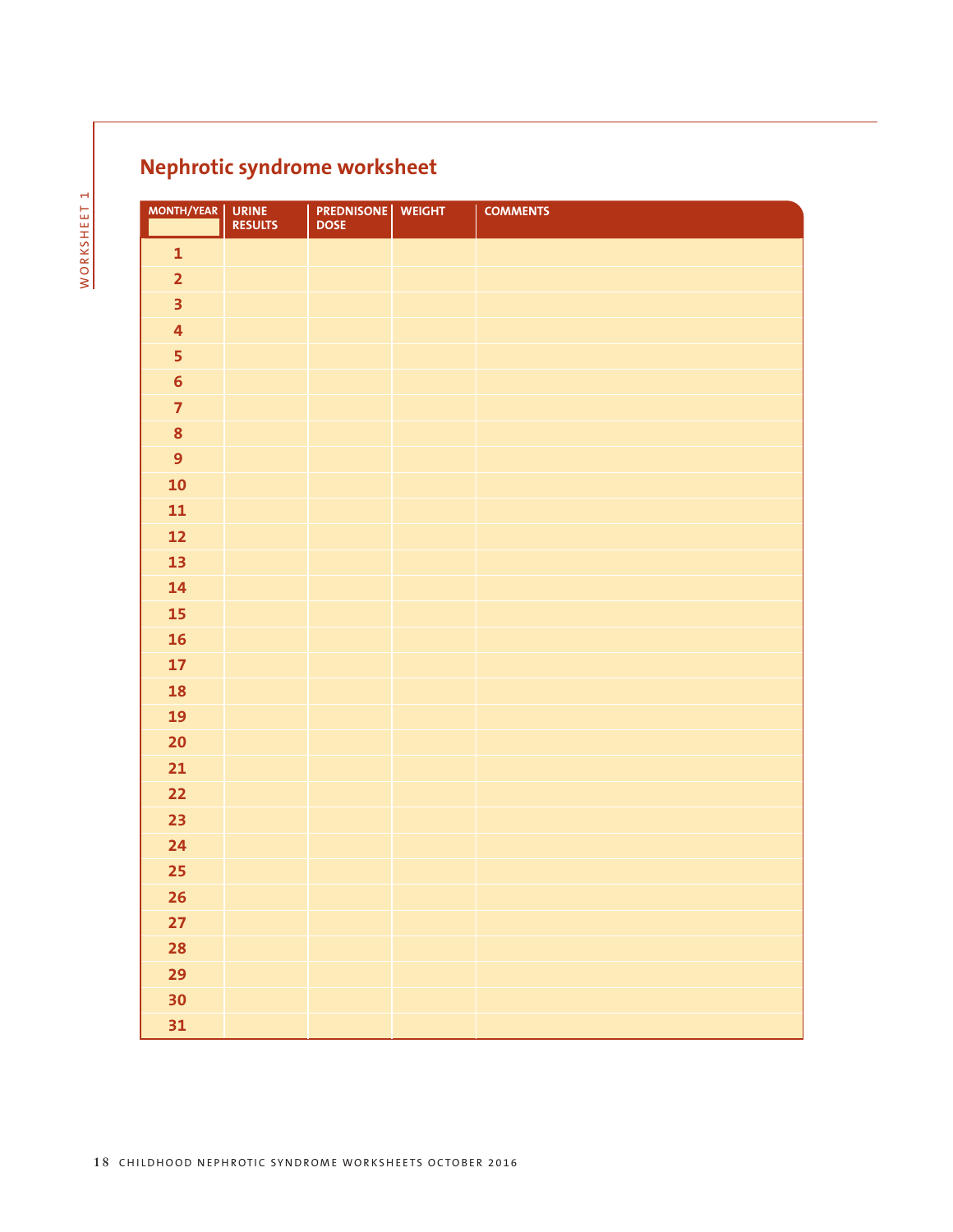## Nephrotic syndrome worksheet

| MONTH/YEAR | URINE RESULTS | PREDNISONE DOSE | WEIGHT | COMMENTS |
|---|---|---|---|---|
| 1 | | | | |
| 2 | | | | |
| 3 | | | | |
| 4 | | | | |
| 5 | | | | |
| 6 | | | | |
| 7 | | | | |
| 8 | | | | |
| 9 | | | | |
| 10 | | | | |
| 11 | | | | |
| 12 | | | | |
| 13 | | | | |
| 14 | | | | |
| 15 | | | | |
| 16 | | | | |
| 17 | | | | |
| 18 | | | | |
| 19 | | | | |
| 20 | | | | |
| 21 | | | | |
| 22 | | | | |
| 23 | | | | |
| 24 | | | | |
| 25 | | | | |
| 26 | | | | |
| 27 | | | | |
| 28 | | | | |
| 29 | | | | |
| 30 | | | | |
| 31 | | | | |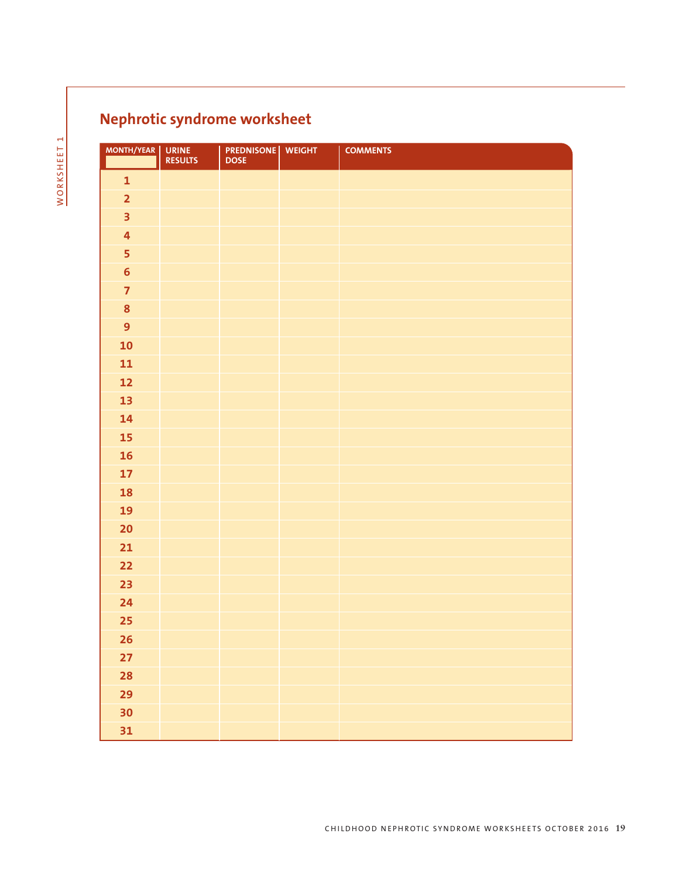## Nephrotic syndrome worksheet

| MONTH/YEAR | URINE RESULTS | PREDNISONE DOSE | WEIGHT | COMMENTS |
|---|---|---|---|---|
| 1 | | | | |
| 2 | | | | |
| 3 | | | | |
| 4 | | | | |
| 5 | | | | |
| 6 | | | | |
| 7 | | | | |
| 8 | | | | |
| 9 | | | | |
| 10 | | | | |
| 11 | | | | |
| 12 | | | | |
| 13 | | | | |
| 14 | | | | |
| 15 | | | | |
| 16 | | | | |
| 17 | | | | |
| 18 | | | | |
| 19 | | | | |
| 20 | | | | |
| 21 | | | | |
| 22 | | | | |
| 23 | | | | |
| 24 | | | | |
| 25 | | | | |
| 26 | | | | |
| 27 | | | | |
| 28 | | | | |
| 29 | | | | |
| 30 | | | | |
| 31 | | | | |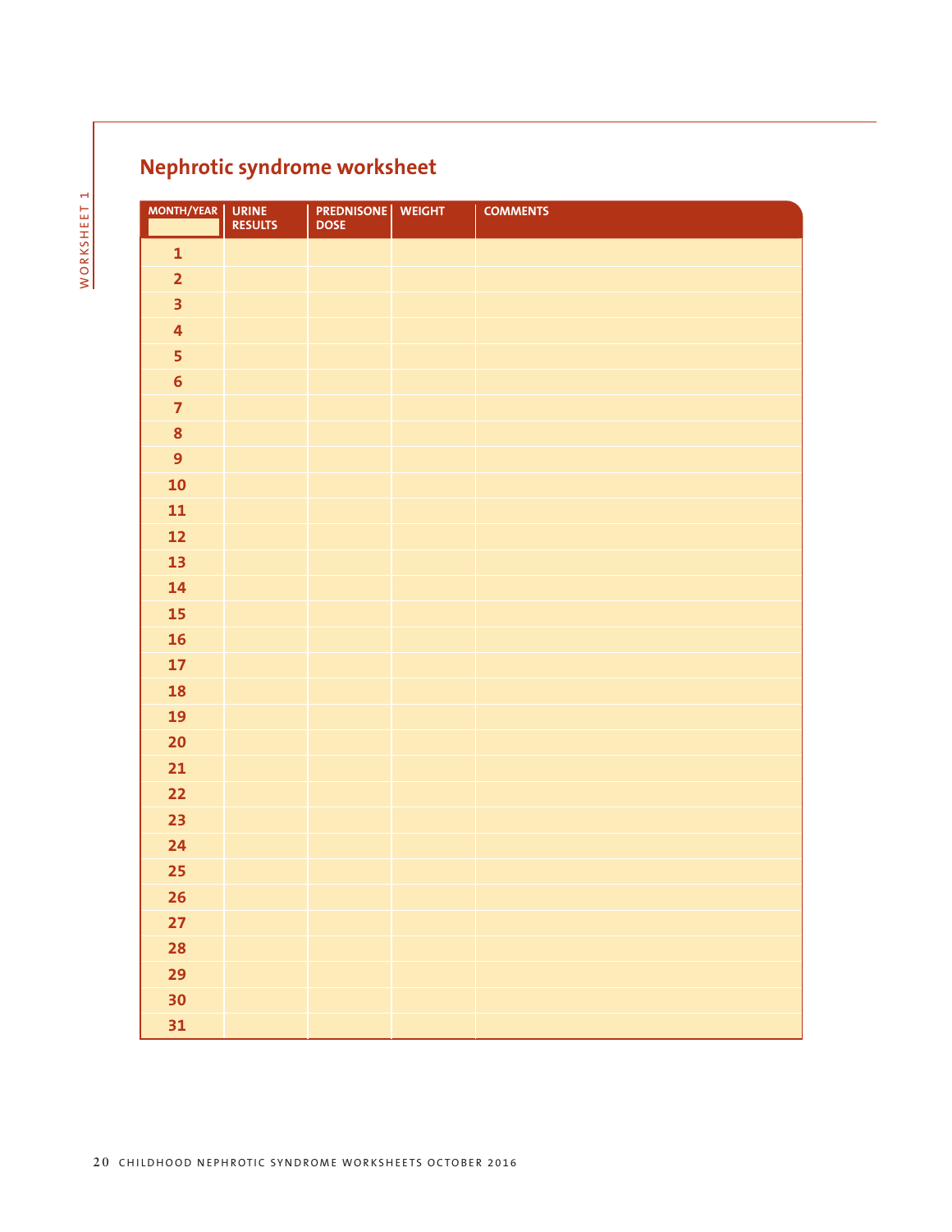## Nephrotic syndrome worksheet

| MONTH/YEAR | URINE RESULTS | PREDNISONE DOSE | WEIGHT | COMMENTS |
| --- | --- | --- | --- | --- |
| 1 | | | | |
| 2 | | | | |
| 3 | | | | |
| 4 | | | | |
| 5 | | | | |
| 6 | | | | |
| 7 | | | | |
| 8 | | | | |
| 9 | | | | |
| 10 | | | | |
| 11 | | | | |
| 12 | | | | |
| 13 | | | | |
| 14 | | | | |
| 15 | | | | |
| 16 | | | | |
| 17 | | | | |
| 18 | | | | |
| 19 | | | | |
| 20 | | | | |
| 21 | | | | |
| 22 | | | | |
| 23 | | | | |
| 24 | | | | |
| 25 | | | | |
| 26 | | | | |
| 27 | | | | |
| 28 | | | | |
| 29 | | | | |
| 30 | | | | |
| 31 | | | | |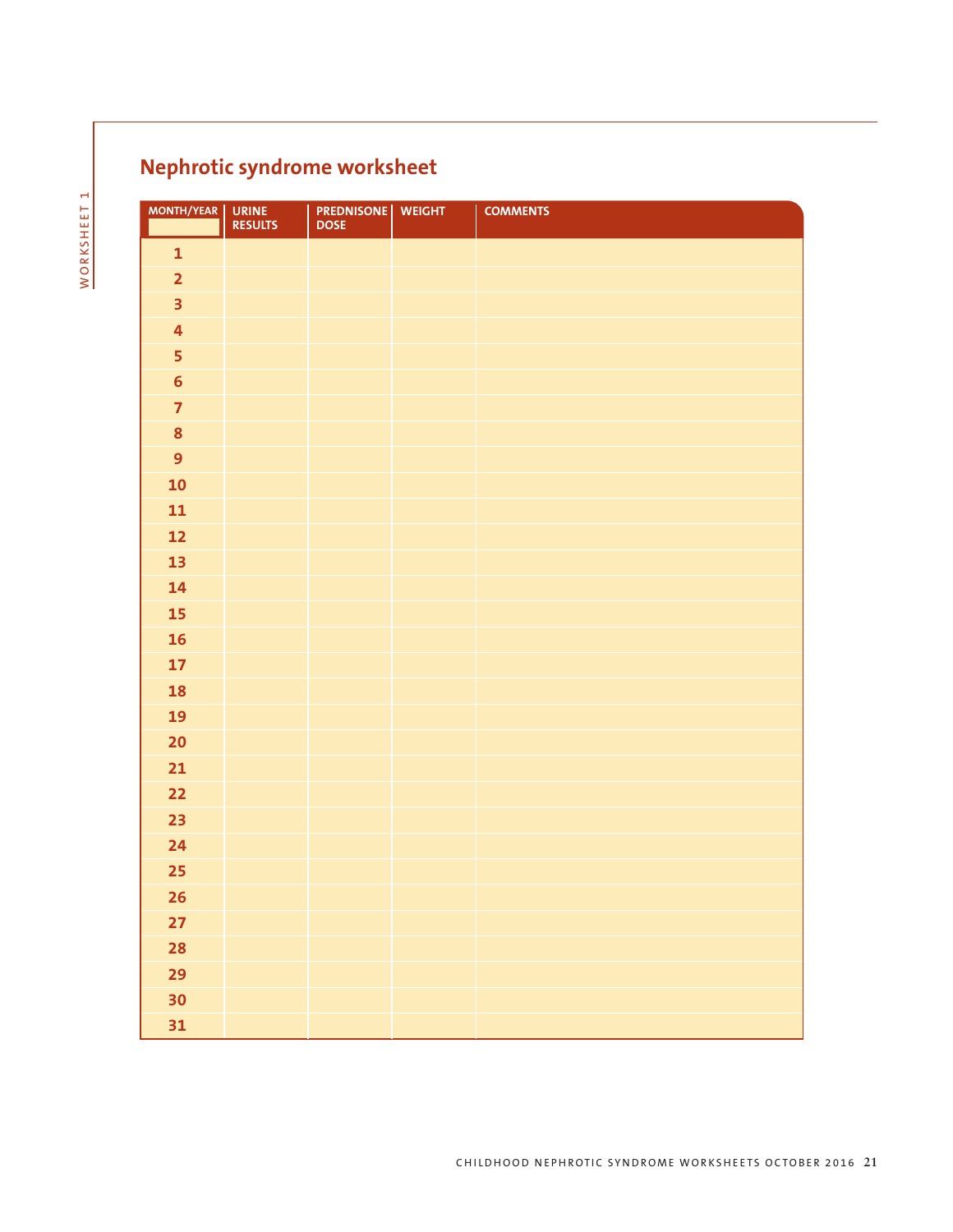## Nephrotic syndrome worksheet

| MONTH/YEAR | URINE RESULTS | PREDNISONE DOSE | WEIGHT | COMMENTS |
|---|---|---|---|---|
| 1 | | | | |
| 2 | | | | |
| 3 | | | | |
| 4 | | | | |
| 5 | | | | |
| 6 | | | | |
| 7 | | | | |
| 8 | | | | |
| 9 | | | | |
| 10 | | | | |
| 11 | | | | |
| 12 | | | | |
| 13 | | | | |
| 14 | | | | |
| 15 | | | | |
| 16 | | | | |
| 17 | | | | |
| 18 | | | | |
| 19 | | | | |
| 20 | | | | |
| 21 | | | | |
| 22 | | | | |
| 23 | | | | |
| 24 | | | | |
| 25 | | | | |
| 26 | | | | |
| 27 | | | | |
| 28 | | | | |
| 29 | | | | |
| 30 | | | | |
| 31 | | | | |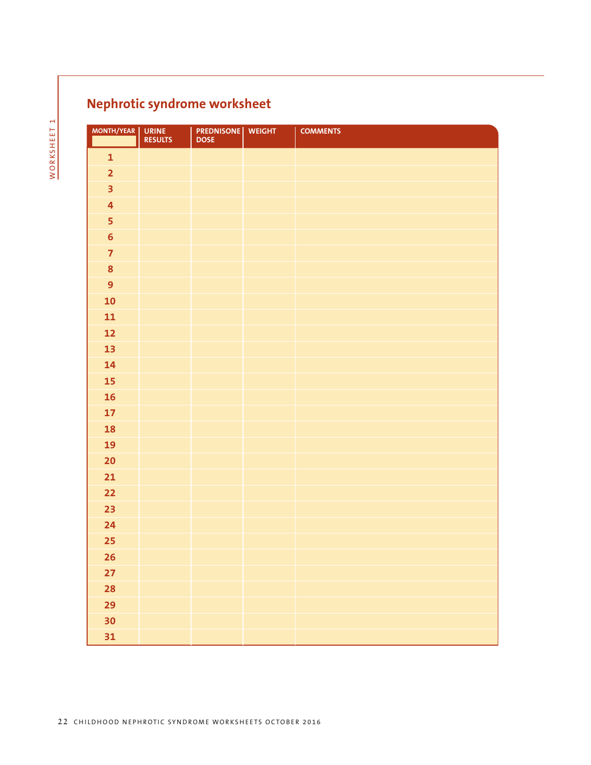WORKSHEET 1

## Nephrotic syndrome worksheet

| MONTH/YEAR | URINE RESULTS | PREDNISONE DOSE | WEIGHT | COMMENTS |
|---|---|---|---|---|
| 1 | | | | |
| 2 | | | | |
| 3 | | | | |
| 4 | | | | |
| 5 | | | | |
| 6 | | | | |
| 7 | | | | |
| 8 | | | | |
| 9 | | | | |
| 10 | | | | |
| 11 | | | | |
| 12 | | | | |
| 13 | | | | |
| 14 | | | | |
| 15 | | | | |
| 16 | | | | |
| 17 | | | | |
| 18 | | | | |
| 19 | | | | |
| 20 | | | | |
| 21 | | | | |
| 22 | | | | |
| 23 | | | | |
| 24 | | | | |
| 25 | | | | |
| 26 | | | | |
| 27 | | | | |
| 28 | | | | |
| 29 | | | | |
| 30 | | | | |
| 31 | | | | |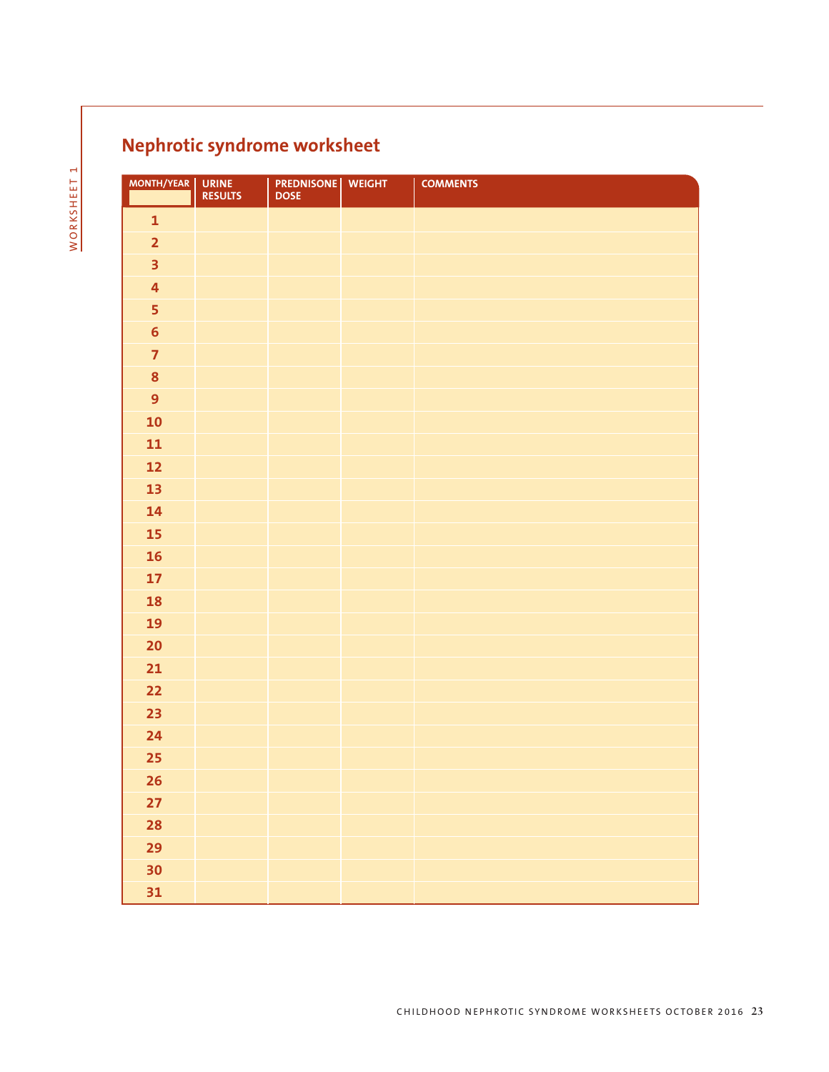## Nephrotic syndrome worksheet

| MONTH/YEAR | URINE RESULTS | PREDNISONE DOSE | WEIGHT | COMMENTS |
|---|---|---|---|---|
| 1 | | | | |
| 2 | | | | |
| 3 | | | | |
| 4 | | | | |
| 5 | | | | |
| 6 | | | | |
| 7 | | | | |
| 8 | | | | |
| 9 | | | | |
| 10 | | | | |
| 11 | | | | |
| 12 | | | | |
| 13 | | | | |
| 14 | | | | |
| 15 | | | | |
| 16 | | | | |
| 17 | | | | |
| 18 | | | | |
| 19 | | | | |
| 20 | | | | |
| 21 | | | | |
| 22 | | | | |
| 23 | | | | |
| 24 | | | | |
| 25 | | | | |
| 26 | | | | |
| 27 | | | | |
| 28 | | | | |
| 29 | | | | |
| 30 | | | | |
| 31 | | | | |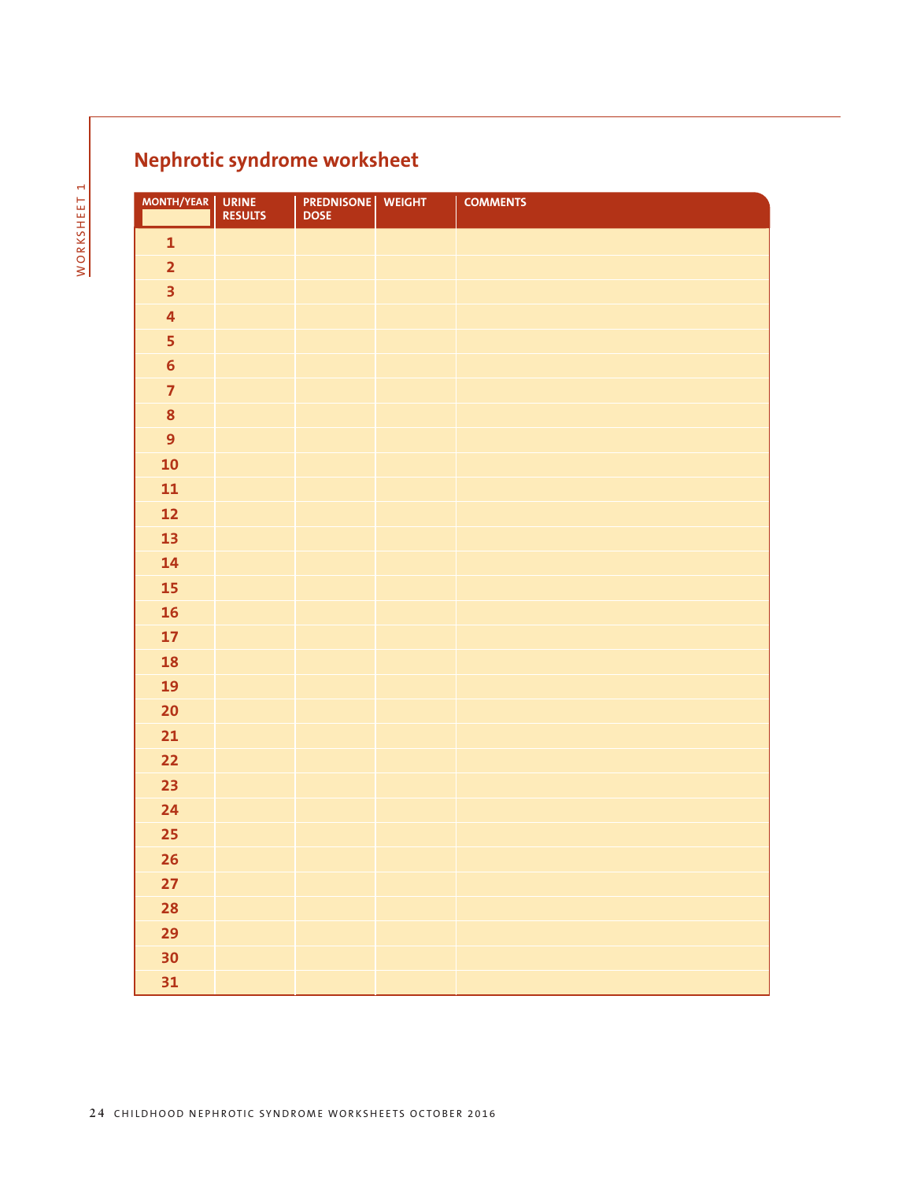## Nephrotic syndrome worksheet

| MONTH/YEAR | URINE RESULTS | PREDNISONE DOSE | WEIGHT | COMMENTS |
|---|---|---|---|---|
| 1 | | | | |
| 2 | | | | |
| 3 | | | | |
| 4 | | | | |
| 5 | | | | |
| 6 | | | | |
| 7 | | | | |
| 8 | | | | |
| 9 | | | | |
| 10 | | | | |
| 11 | | | | |
| 12 | | | | |
| 13 | | | | |
| 14 | | | | |
| 15 | | | | |
| 16 | | | | |
| 17 | | | | |
| 18 | | | | |
| 19 | | | | |
| 20 | | | | |
| 21 | | | | |
| 22 | | | | |
| 23 | | | | |
| 24 | | | | |
| 25 | | | | |
| 26 | | | | |
| 27 | | | | |
| 28 | | | | |
| 29 | | | | |
| 30 | | | | |
| 31 | | | | |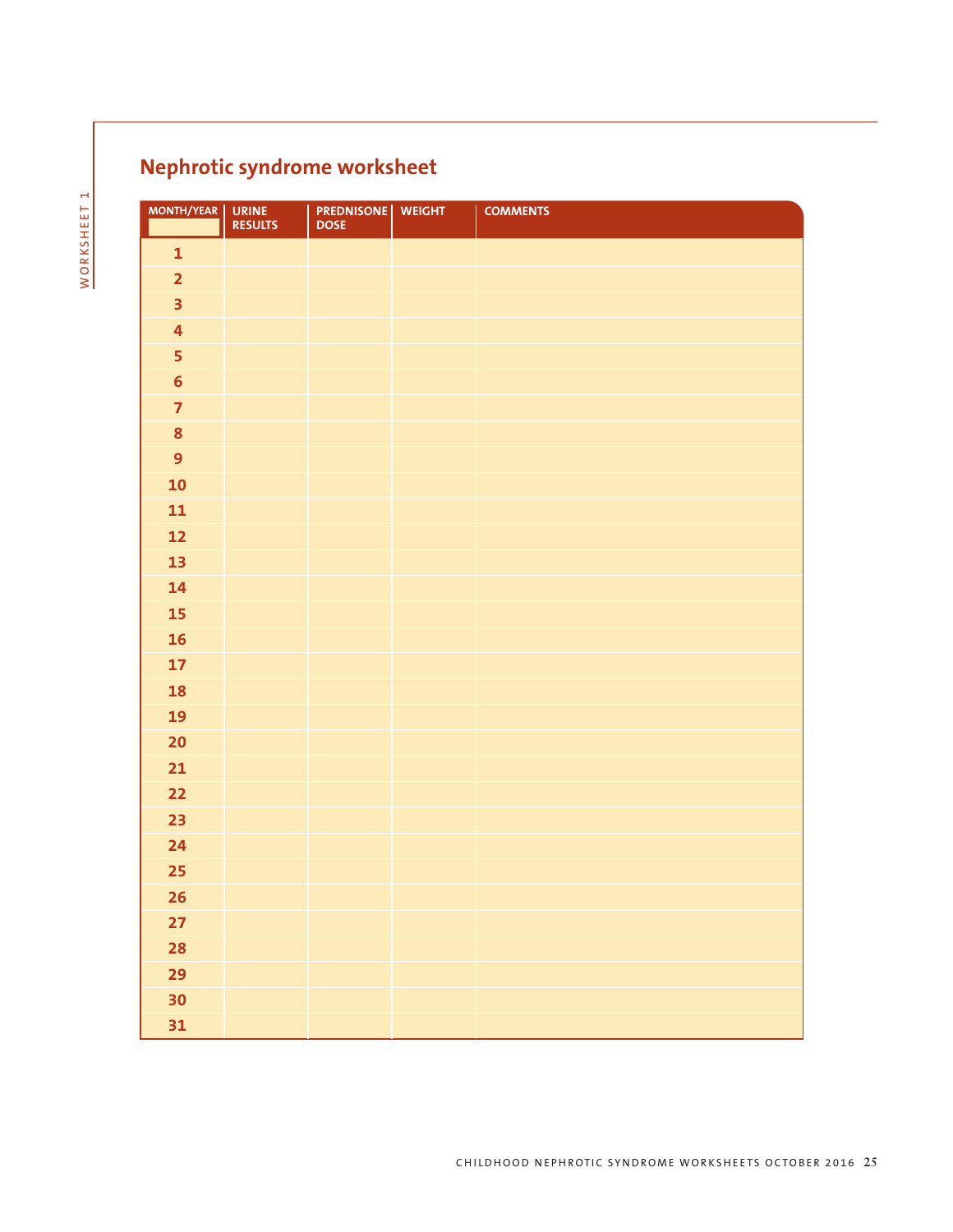## Nephrotic syndrome worksheet

| MONTH/YEAR | URINE RESULTS | PREDNISONE DOSE | WEIGHT | COMMENTS |
|---|---|---|---|---|
| 1 | | | | |
| 2 | | | | |
| 3 | | | | |
| 4 | | | | |
| 5 | | | | |
| 6 | | | | |
| 7 | | | | |
| 8 | | | | |
| 9 | | | | |
| 10 | | | | |
| 11 | | | | |
| 12 | | | | |
| 13 | | | | |
| 14 | | | | |
| 15 | | | | |
| 16 | | | | |
| 17 | | | | |
| 18 | | | | |
| 19 | | | | |
| 20 | | | | |
| 21 | | | | |
| 22 | | | | |
| 23 | | | | |
| 24 | | | | |
| 25 | | | | |
| 26 | | | | |
| 27 | | | | |
| 28 | | | | |
| 29 | | | | |
| 30 | | | | |
| 31 | | | | |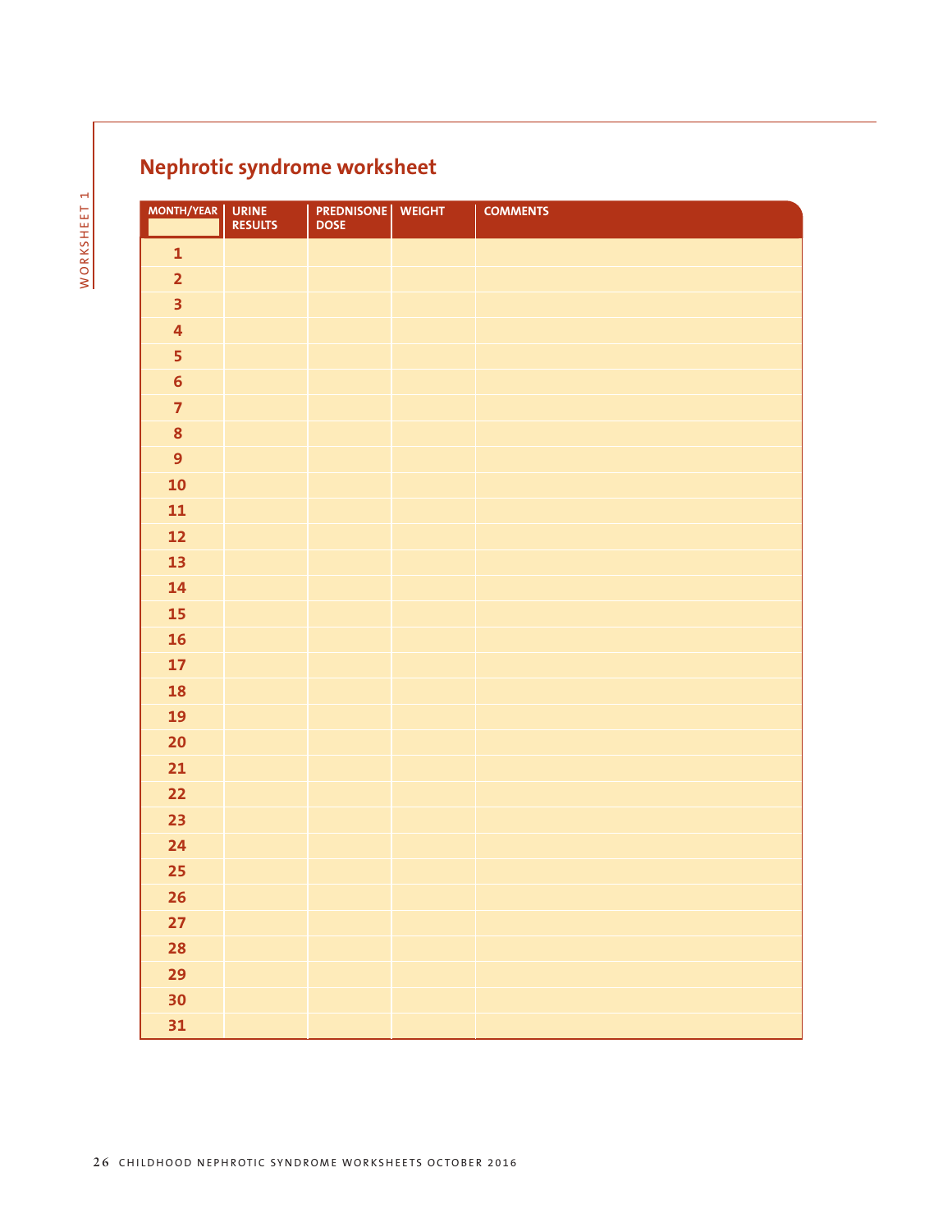## Nephrotic syndrome worksheet

| MONTH/YEAR | URINE RESULTS | PREDNISONE DOSE | WEIGHT | COMMENTS |
|---|---|---|---|---|
| 1 | | | | |
| 2 | | | | |
| 3 | | | | |
| 4 | | | | |
| 5 | | | | |
| 6 | | | | |
| 7 | | | | |
| 8 | | | | |
| 9 | | | | |
| 10 | | | | |
| 11 | | | | |
| 12 | | | | |
| 13 | | | | |
| 14 | | | | |
| 15 | | | | |
| 16 | | | | |
| 17 | | | | |
| 18 | | | | |
| 19 | | | | |
| 20 | | | | |
| 21 | | | | |
| 22 | | | | |
| 23 | | | | |
| 24 | | | | |
| 25 | | | | |
| 26 | | | | |
| 27 | | | | |
| 28 | | | | |
| 29 | | | | |
| 30 | | | | |
| 31 | | | | |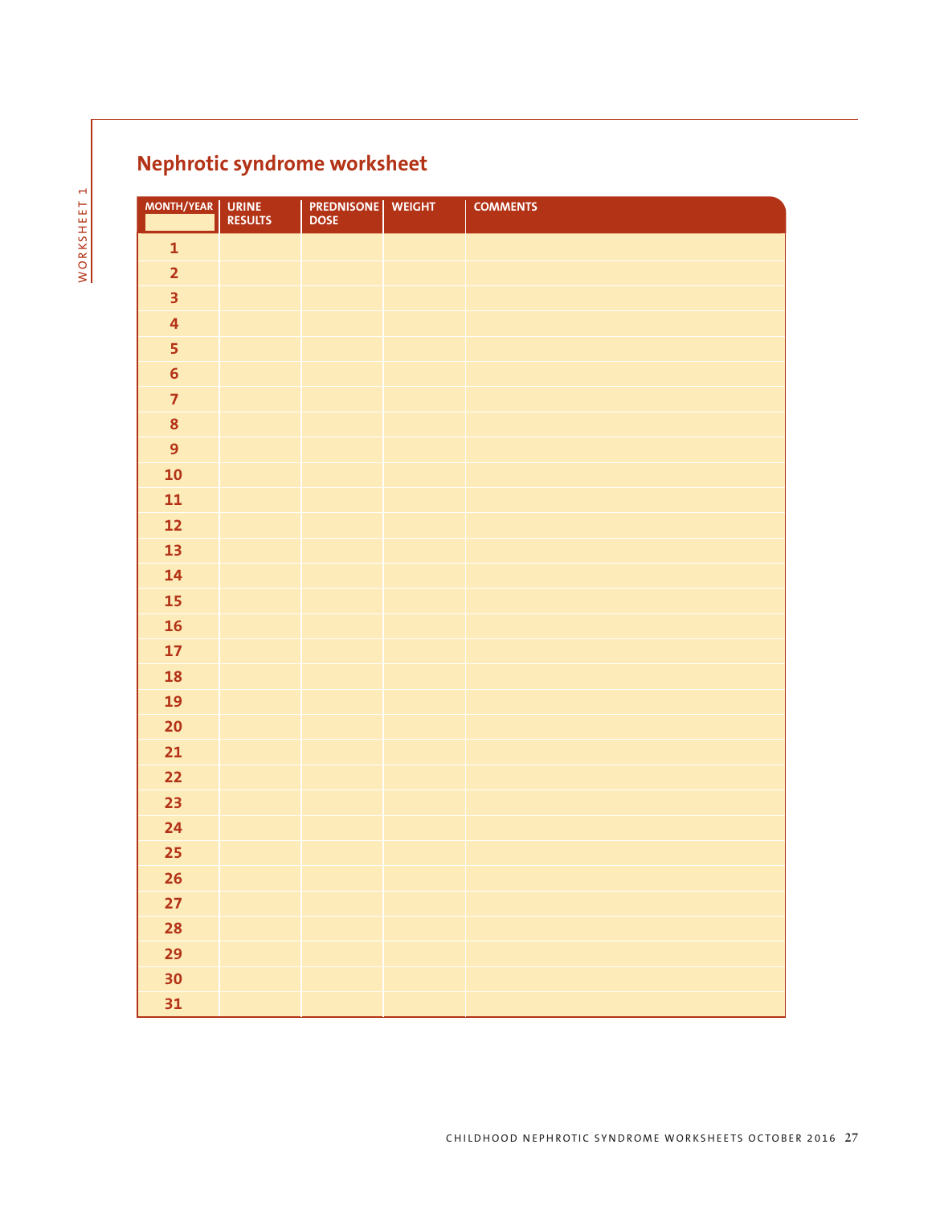WORKSHEET 1

## Nephrotic syndrome worksheet

| MONTH/YEAR | URINE RESULTS | PREDNISONE DOSE | WEIGHT | COMMENTS |
|---|---|---|---|---|
| **1** | | | | |
| **2** | | | | |
| **3** | | | | |
| **4** | | | | |
| **5** | | | | |
| **6** | | | | |
| **7** | | | | |
| **8** | | | | |
| **9** | | | | |
| **10** | | | | |
| **11** | | | | |
| **12** | | | | |
| **13** | | | | |
| **14** | | | | |
| **15** | | | | |
| **16** | | | | |
| **17** | | | | |
| **18** | | | | |
| **19** | | | | |
| **20** | | | | |
| **21** | | | | |
| **22** | | | | |
| **23** | | | | |
| **24** | | | | |
| **25** | | | | |
| **26** | | | | |
| **27** | | | | |
| **28** | | | | |
| **29** | | | | |
| **30** | | | | |
| **31** | | | | |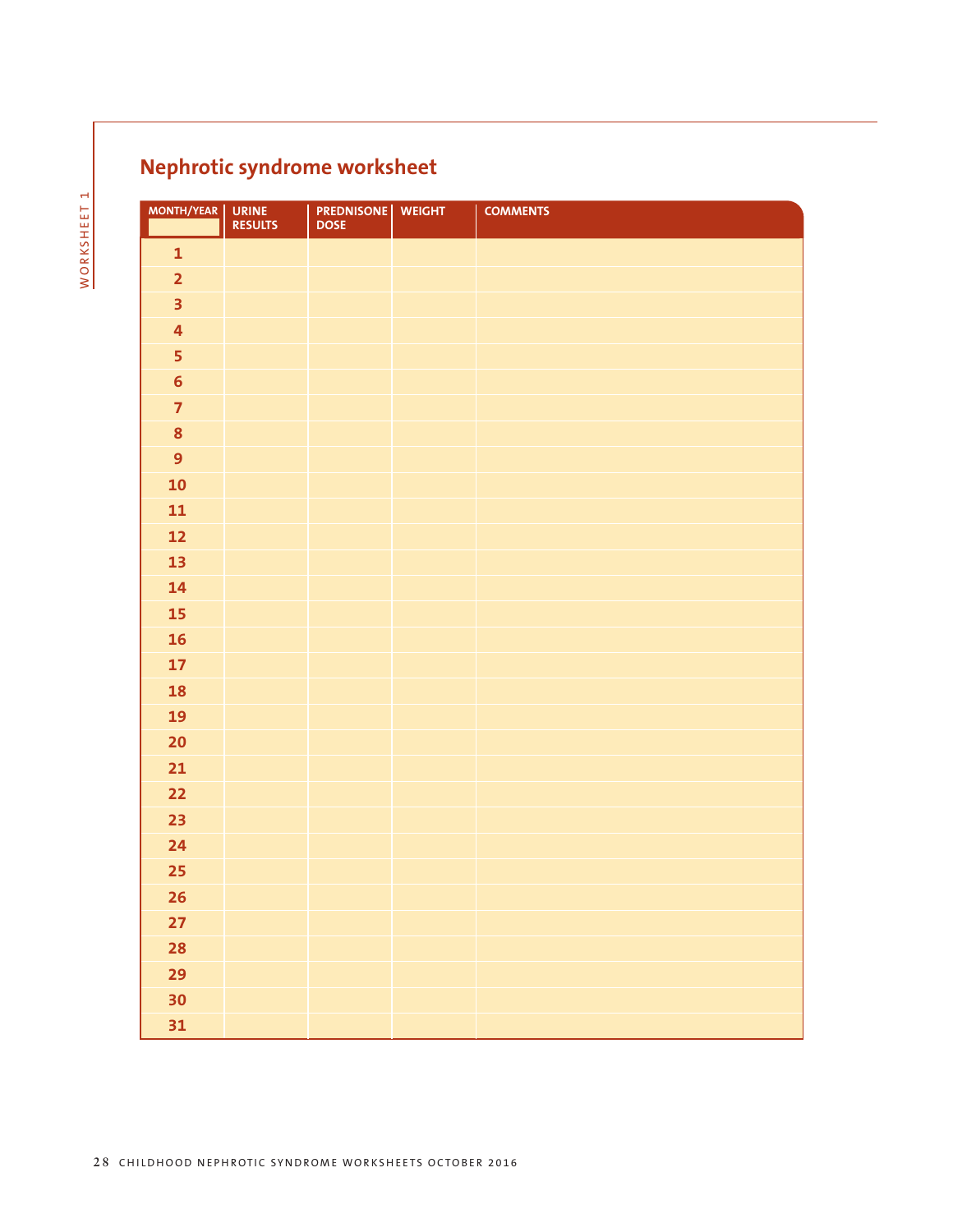## Nephrotic syndrome worksheet

| MONTH/YEAR | URINE RESULTS | PREDNISONE DOSE | WEIGHT | COMMENTS |
|---|---|---|---|---|
| 1 | | | | |
| 2 | | | | |
| 3 | | | | |
| 4 | | | | |
| 5 | | | | |
| 6 | | | | |
| 7 | | | | |
| 8 | | | | |
| 9 | | | | |
| 10 | | | | |
| 11 | | | | |
| 12 | | | | |
| 13 | | | | |
| 14 | | | | |
| 15 | | | | |
| 16 | | | | |
| 17 | | | | |
| 18 | | | | |
| 19 | | | | |
| 20 | | | | |
| 21 | | | | |
| 22 | | | | |
| 23 | | | | |
| 24 | | | | |
| 25 | | | | |
| 26 | | | | |
| 27 | | | | |
| 28 | | | | |
| 29 | | | | |
| 30 | | | | |
| 31 | | | | |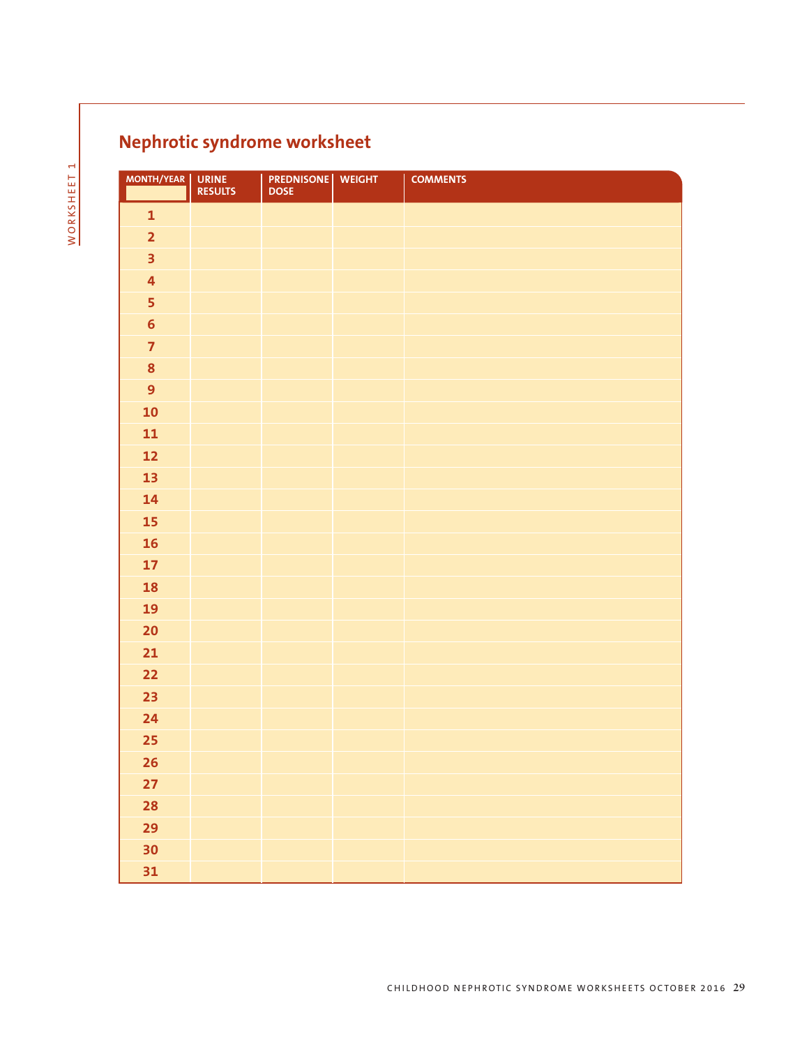## Nephrotic syndrome worksheet

| MONTH/YEAR | URINE RESULTS | PREDNISONE DOSE | WEIGHT | COMMENTS |
|---|---|---|---|---|
| 1 | | | | |
| 2 | | | | |
| 3 | | | | |
| 4 | | | | |
| 5 | | | | |
| 6 | | | | |
| 7 | | | | |
| 8 | | | | |
| 9 | | | | |
| 10 | | | | |
| 11 | | | | |
| 12 | | | | |
| 13 | | | | |
| 14 | | | | |
| 15 | | | | |
| 16 | | | | |
| 17 | | | | |
| 18 | | | | |
| 19 | | | | |
| 20 | | | | |
| 21 | | | | |
| 22 | | | | |
| 23 | | | | |
| 24 | | | | |
| 25 | | | | |
| 26 | | | | |
| 27 | | | | |
| 28 | | | | |
| 29 | | | | |
| 30 | | | | |
| 31 | | | | |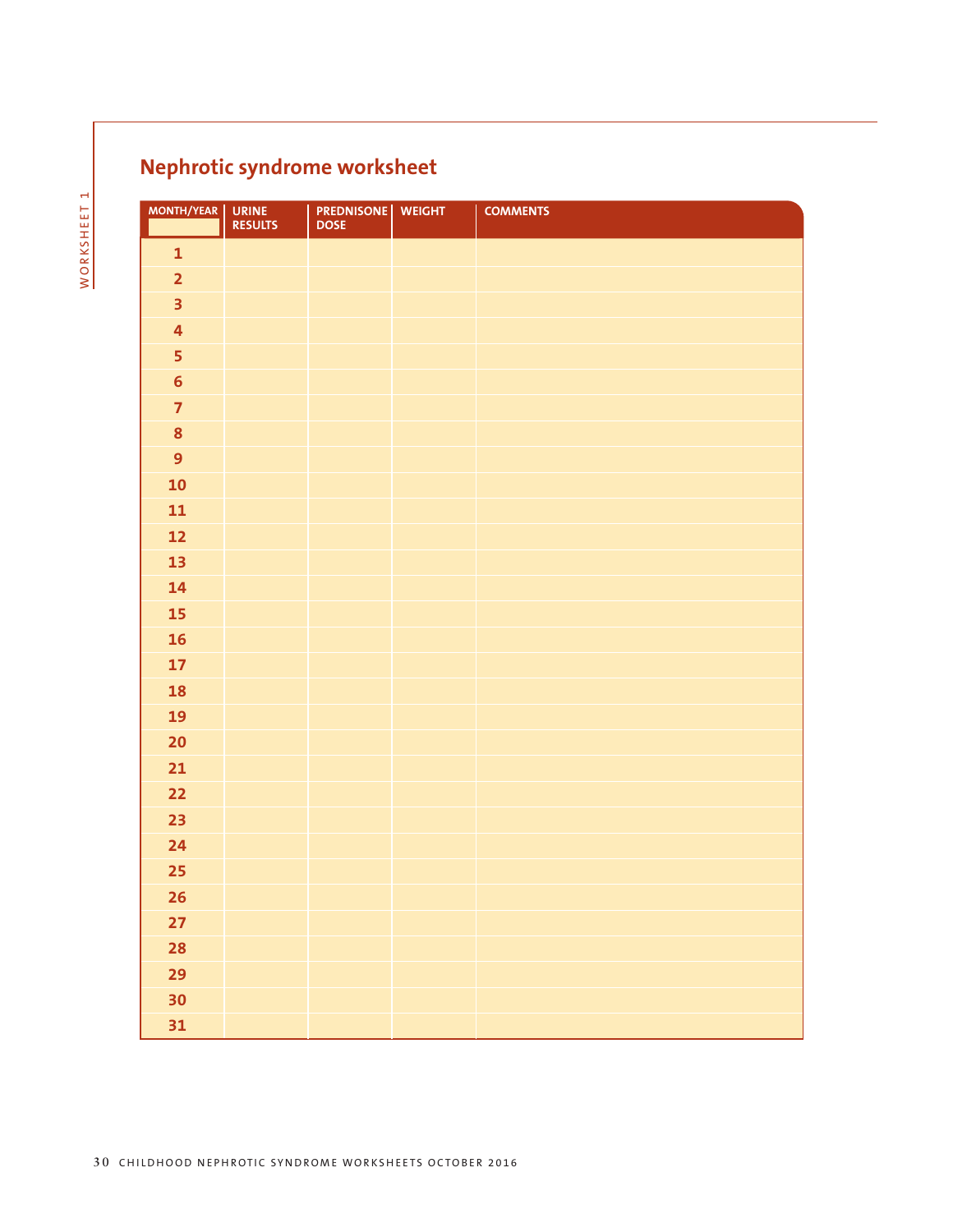## Nephrotic syndrome worksheet

| MONTH/YEAR | URINE RESULTS | PREDNISONE DOSE | WEIGHT | COMMENTS |
|---|---|---|---|---|
| 1 | | | | |
| 2 | | | | |
| 3 | | | | |
| 4 | | | | |
| 5 | | | | |
| 6 | | | | |
| 7 | | | | |
| 8 | | | | |
| 9 | | | | |
| 10 | | | | |
| 11 | | | | |
| 12 | | | | |
| 13 | | | | |
| 14 | | | | |
| 15 | | | | |
| 16 | | | | |
| 17 | | | | |
| 18 | | | | |
| 19 | | | | |
| 20 | | | | |
| 21 | | | | |
| 22 | | | | |
| 23 | | | | |
| 24 | | | | |
| 25 | | | | |
| 26 | | | | |
| 27 | | | | |
| 28 | | | | |
| 29 | | | | |
| 30 | | | | |
| 31 | | | | |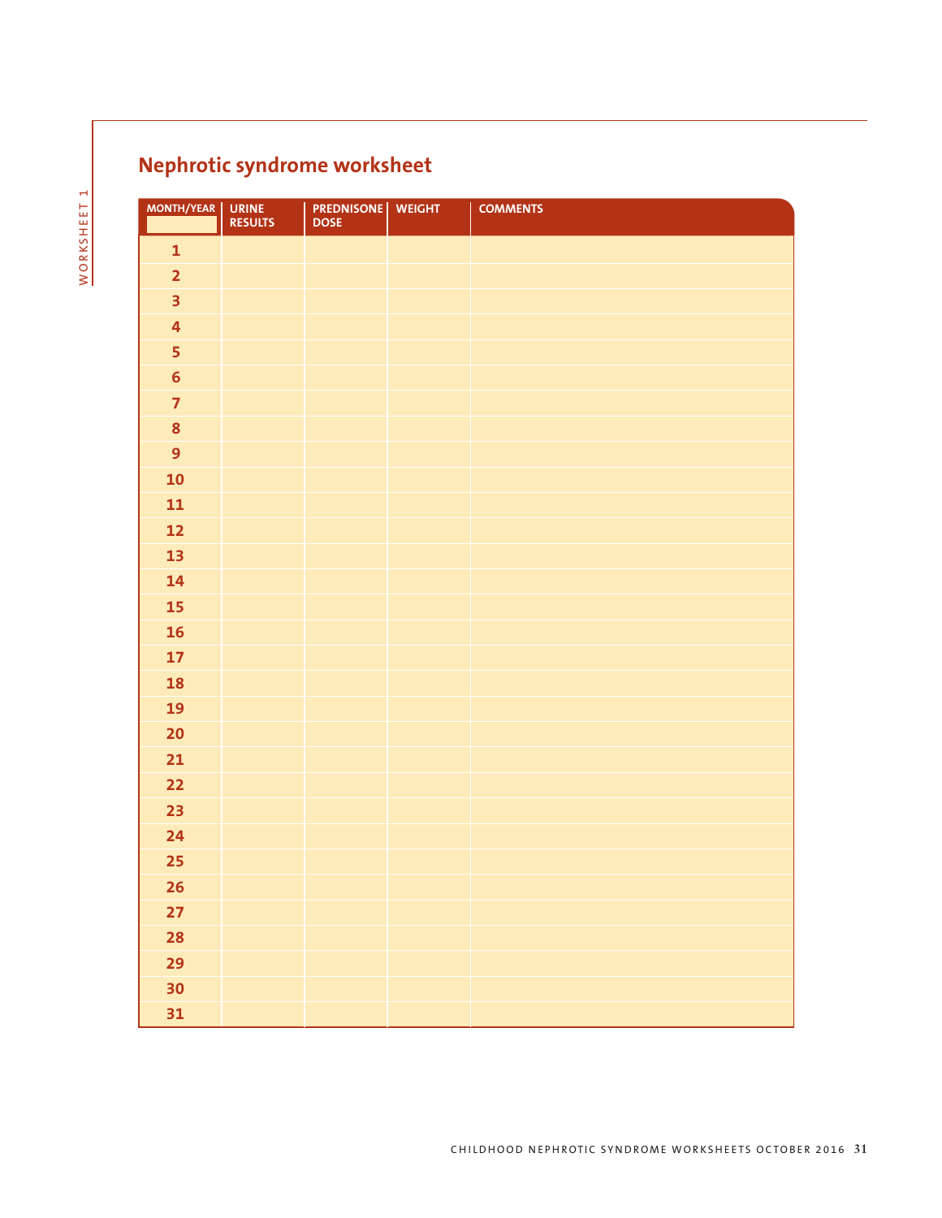## Nephrotic syndrome worksheet

| MONTH/YEAR | URINE RESULTS | PREDNISONE DOSE | WEIGHT | COMMENTS |
|---|---|---|---|---|
| 1 | | | | |
| 2 | | | | |
| 3 | | | | |
| 4 | | | | |
| 5 | | | | |
| 6 | | | | |
| 7 | | | | |
| 8 | | | | |
| 9 | | | | |
| 10 | | | | |
| 11 | | | | |
| 12 | | | | |
| 13 | | | | |
| 14 | | | | |
| 15 | | | | |
| 16 | | | | |
| 17 | | | | |
| 18 | | | | |
| 19 | | | | |
| 20 | | | | |
| 21 | | | | |
| 22 | | | | |
| 23 | | | | |
| 24 | | | | |
| 25 | | | | |
| 26 | | | | |
| 27 | | | | |
| 28 | | | | |
| 29 | | | | |
| 30 | | | | |
| 31 | | | | |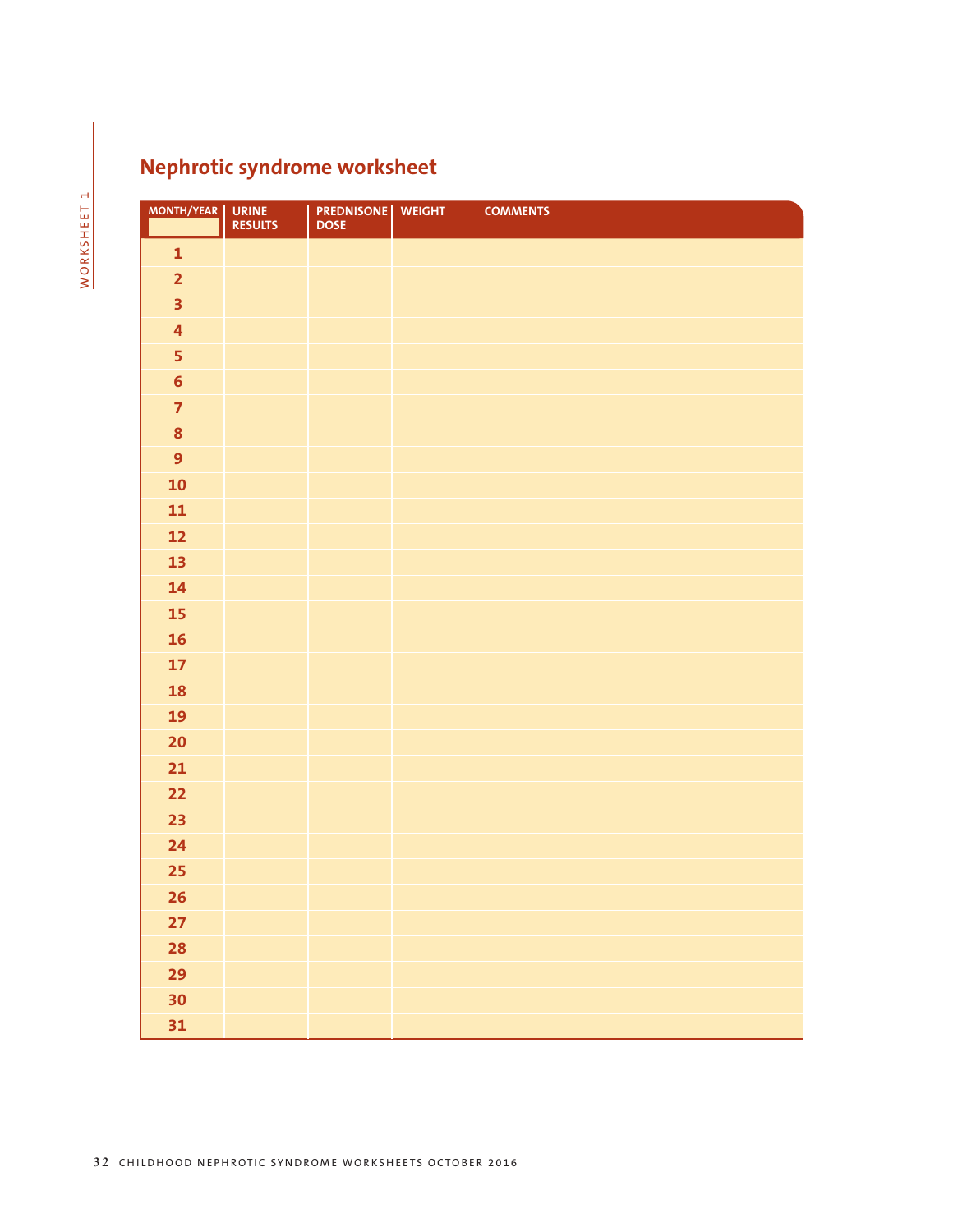## Nephrotic syndrome worksheet

| MONTH/YEAR | URINE RESULTS | PREDNISONE DOSE | WEIGHT | COMMENTS |
|---|---|---|---|---|
| 1 | | | | |
| 2 | | | | |
| 3 | | | | |
| 4 | | | | |
| 5 | | | | |
| 6 | | | | |
| 7 | | | | |
| 8 | | | | |
| 9 | | | | |
| 10 | | | | |
| 11 | | | | |
| 12 | | | | |
| 13 | | | | |
| 14 | | | | |
| 15 | | | | |
| 16 | | | | |
| 17 | | | | |
| 18 | | | | |
| 19 | | | | |
| 20 | | | | |
| 21 | | | | |
| 22 | | | | |
| 23 | | | | |
| 24 | | | | |
| 25 | | | | |
| 26 | | | | |
| 27 | | | | |
| 28 | | | | |
| 29 | | | | |
| 30 | | | | |
| 31 | | | | |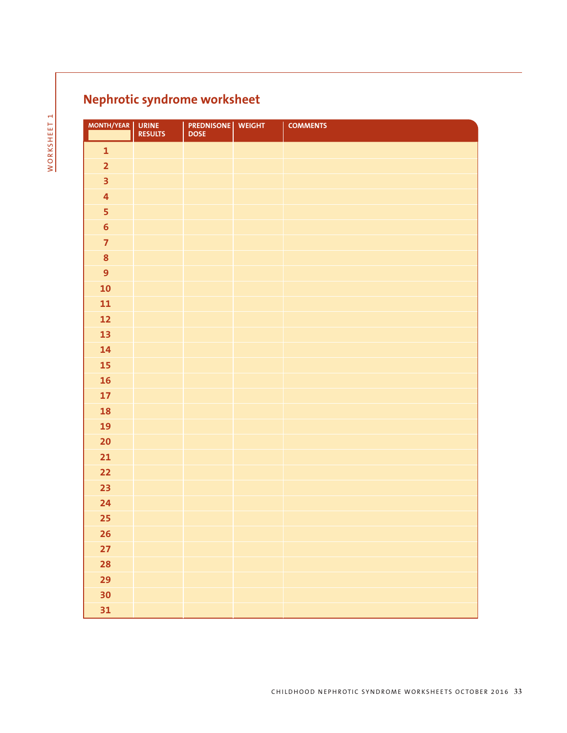## Nephrotic syndrome worksheet

| MONTH/YEAR | URINE RESULTS | PREDNISONE DOSE | WEIGHT | COMMENTS |
|---|---|---|---|---|
| 1 | | | | |
| 2 | | | | |
| 3 | | | | |
| 4 | | | | |
| 5 | | | | |
| 6 | | | | |
| 7 | | | | |
| 8 | | | | |
| 9 | | | | |
| 10 | | | | |
| 11 | | | | |
| 12 | | | | |
| 13 | | | | |
| 14 | | | | |
| 15 | | | | |
| 16 | | | | |
| 17 | | | | |
| 18 | | | | |
| 19 | | | | |
| 20 | | | | |
| 21 | | | | |
| 22 | | | | |
| 23 | | | | |
| 24 | | | | |
| 25 | | | | |
| 26 | | | | |
| 27 | | | | |
| 28 | | | | |
| 29 | | | | |
| 30 | | | | |
| 31 | | | | |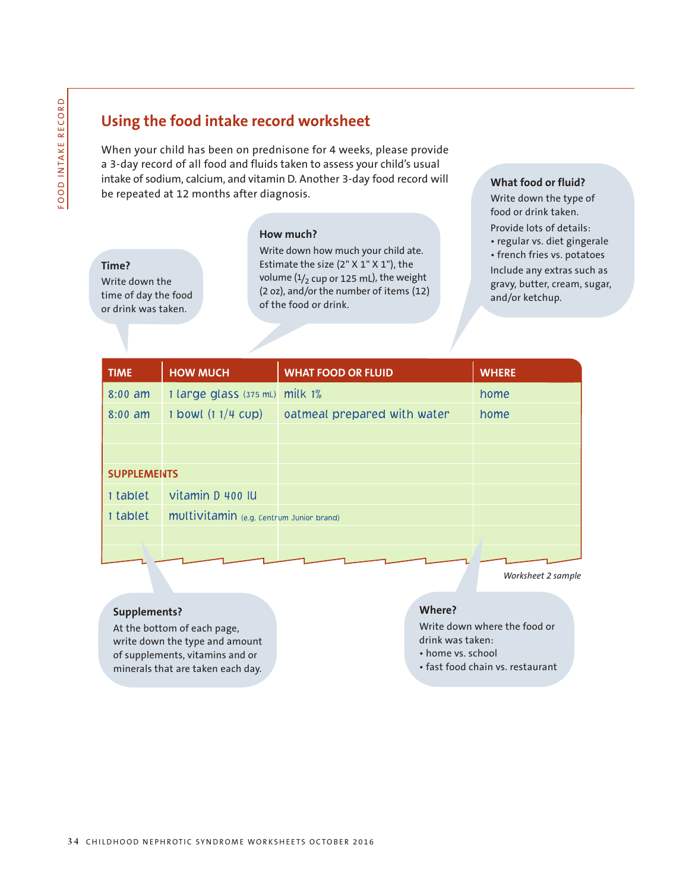## Using the food intake record worksheet

When your child has been on prednisone for 4 weeks, please provide a 3-day record of all food and fluids taken to assess your child's usual intake of sodium, calcium, and vitamin D. Another 3-day food record will be repeated at 12 months after diagnosis.

**Time?**
Write down the time of day the food or drink was taken.

**How much?**
Write down how much your child ate. Estimate the size (2" X 1" X 1"), the volume (1/2 cup or 125 mL), the weight (2 oz), and/or the number of items (12) of the food or drink.

**What food or fluid?**
Write down the type of food or drink taken.

Provide lots of details:

- regular vs. diet gingerale
- french fries vs. potatoes

Include any extras such as gravy, butter, cream, sugar, and/or ketchup.

| TIME | HOW MUCH | WHAT FOOD OR FLUID | WHERE |
|---|---|---|---|
| 8:00 am | 1 large glass (375 mL) | milk 1% | home |
| 8:00 am | 1 bowl (1 1/4 cup) | oatmeal prepared with water | home |
| | | | |
| | | | |
| **SUPPLEMENTS** | | | |
| 1 tablet | vitamin D 400 IU | | |
| 1 tablet | multivitamin (e.g. Centrum Junior brand) | | |
| | | | |

*Worksheet 2 sample*

**Supplements?**
At the bottom of each page, write down the type and amount of supplements, vitamins and or minerals that are taken each day.

**Where?**
Write down where the food or drink was taken:

- home vs. school
- fast food chain vs. restaurant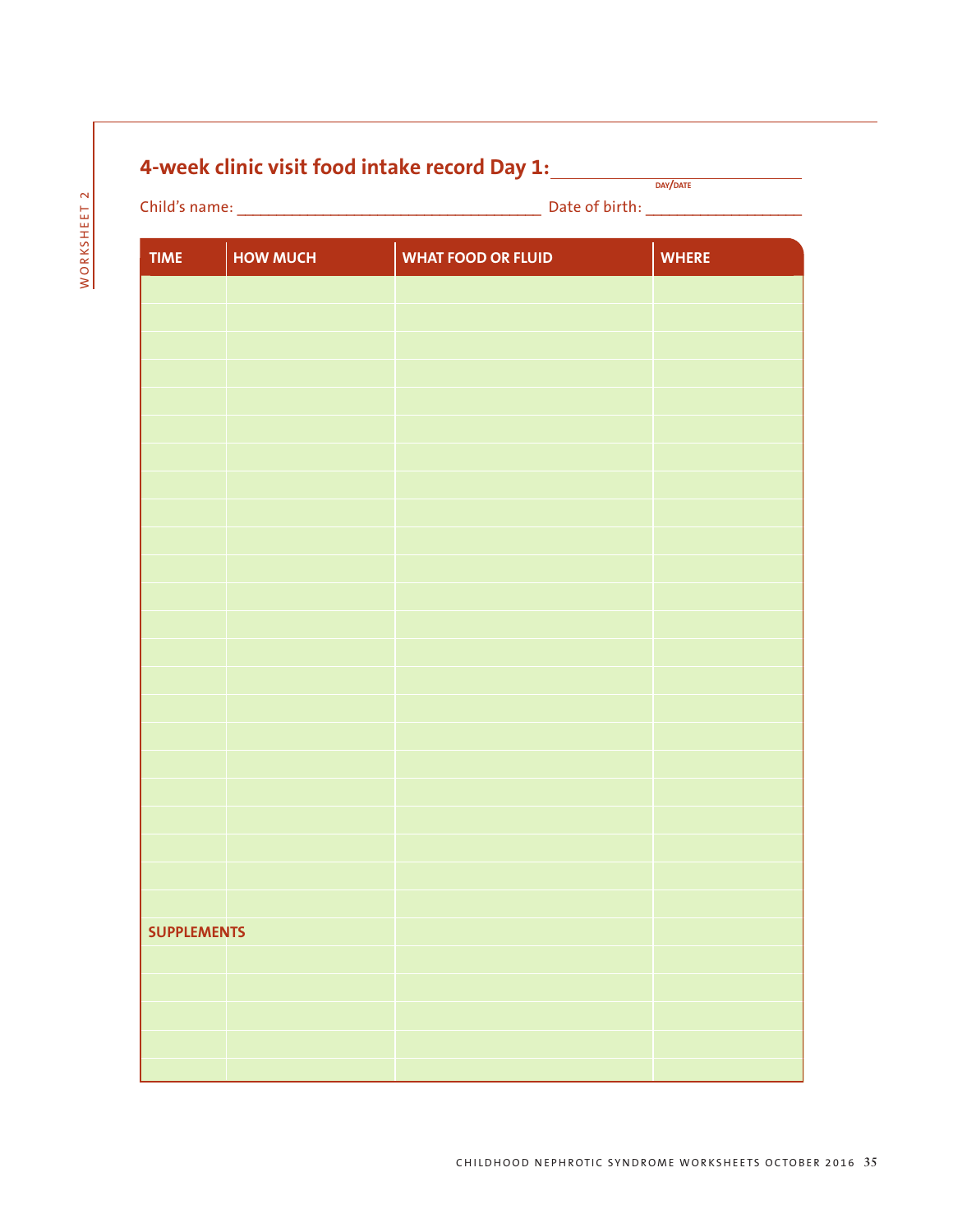WORKSHEET 2

## 4-week clinic visit food intake record Day 1: ____________________
DAY/DATE

Child's name: ____________________________________ Date of birth: __________________

| TIME | HOW MUCH | WHAT FOOD OR FLUID | WHERE |
|---|---|---|---|
| | | | |
| | | | |
| | | | |
| | | | |
| | | | |
| | | | |
| | | | |
| | | | |
| | | | |
| | | | |
| | | | |
| | | | |
| | | | |
| | | | |
| | | | |
| | | | |
| | | | |
| | | | |
| | | | |
| | | | |
| | | | |
| | | | |
| | | | |
| **SUPPLEMENTS** | | | |
| | | | |
| | | | |
| | | | |
| | | | |
| | | | |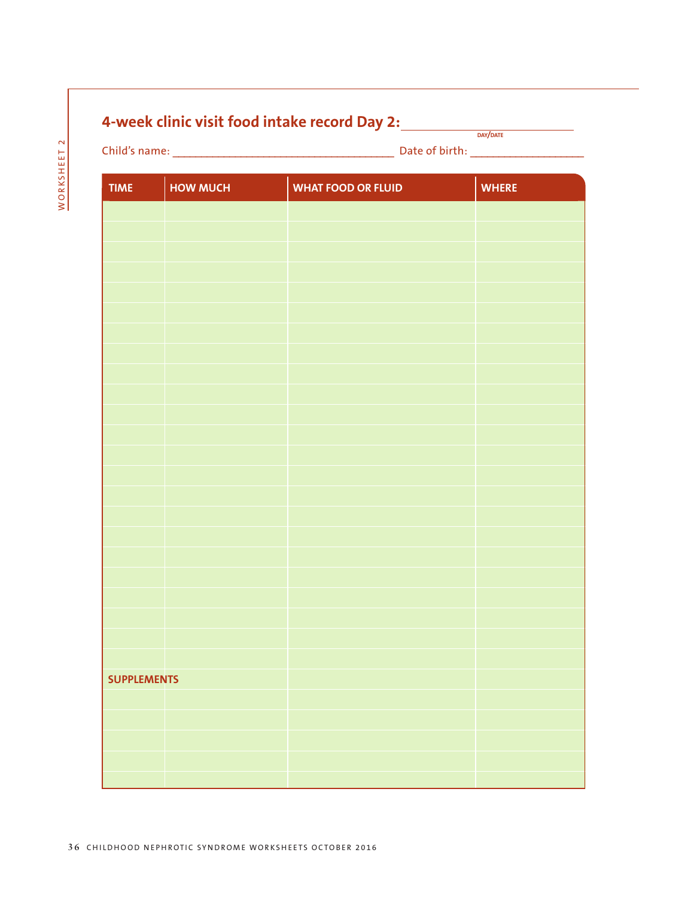# 4-week clinic visit food intake record Day 2: ____________________

DAY/DATE

Child's name: ________________________________ Date of birth: ________________

| TIME | HOW MUCH | WHAT FOOD OR FLUID | WHERE |
|---|---|---|---|
| | | | |
| | | | |
| | | | |
| | | | |
| | | | |
| | | | |
| | | | |
| | | | |
| | | | |
| | | | |
| | | | |
| | | | |
| | | | |
| | | | |
| | | | |
| | | | |
| | | | |
| | | | |
| | | | |
| | | | |
| | | | |
| | | | |
| | | | |
| **SUPPLEMENTS** | | | |
| | | | |
| | | | |
| | | | |
| | | | |
| | | | |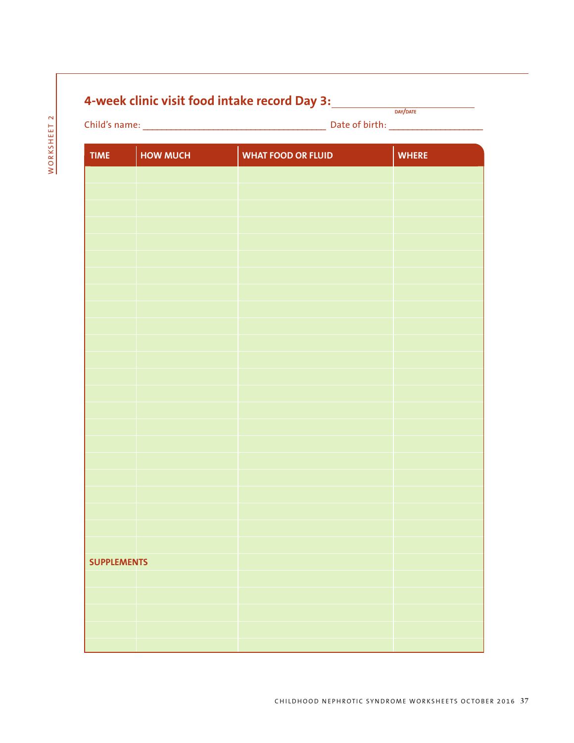WORKSHEET 2

## 4-week clinic visit food intake record Day 3: ____________________

DAY/DATE

Child's name: ______________________________ Date of birth: ________________

| TIME | HOW MUCH | WHAT FOOD OR FLUID | WHERE |
|---|---|---|---|
| | | | |
| | | | |
| | | | |
| | | | |
| | | | |
| | | | |
| | | | |
| | | | |
| | | | |
| | | | |
| | | | |
| | | | |
| | | | |
| | | | |
| | | | |
| | | | |
| | | | |
| | | | |
| | | | |
| | | | |
| | | | |
| | | | |
| | | | |
| **SUPPLEMENTS** | | | |
| | | | |
| | | | |
| | | | |
| | | | |
| | | | |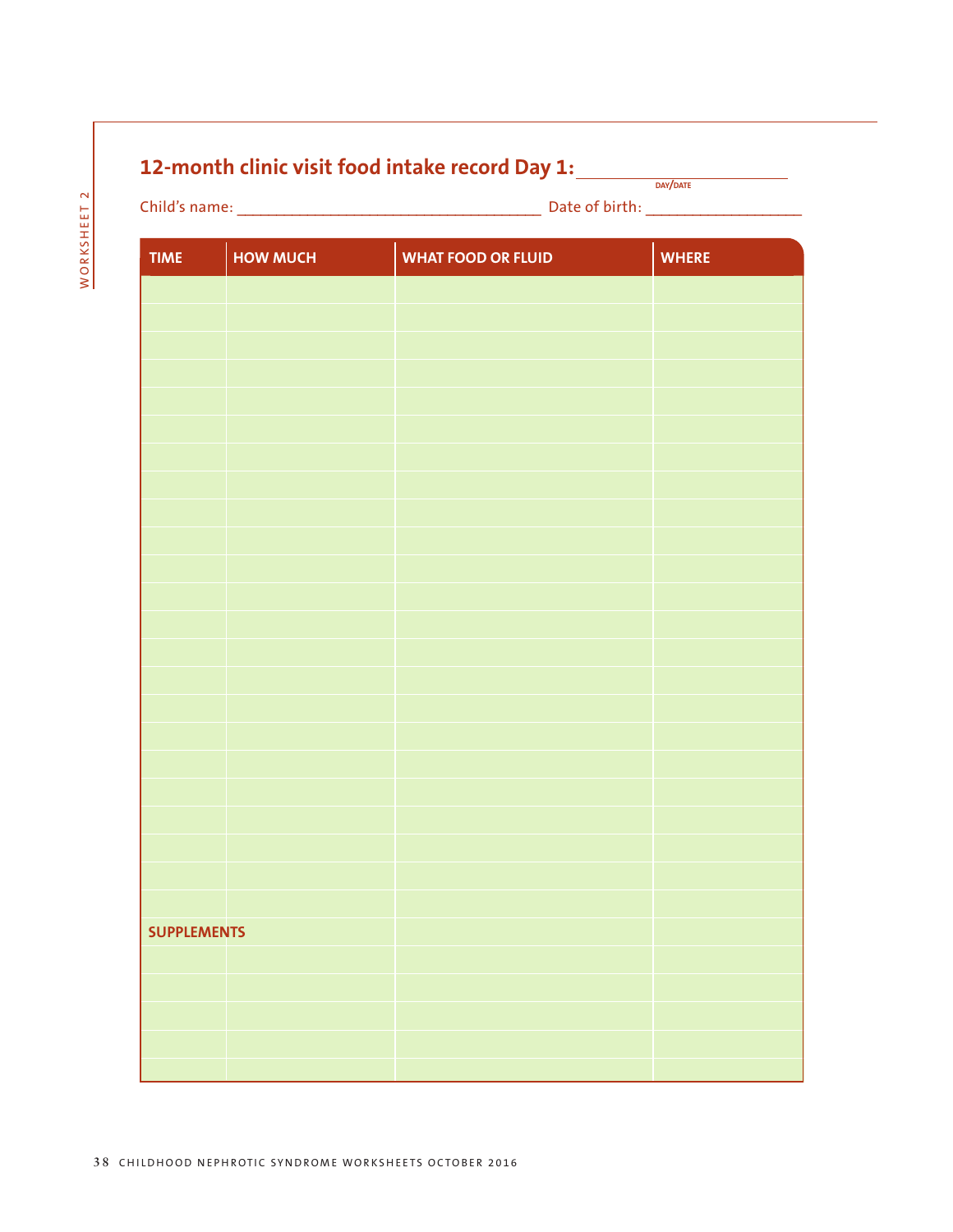## 12-month clinic visit food intake record Day 1: ____________________
DAY/DATE

Child's name: ____________________________________ Date of birth: __________________

| TIME | HOW MUCH | WHAT FOOD OR FLUID | WHERE |
|---|---|---|---|
| | | | |
| | | | |
| | | | |
| | | | |
| | | | |
| | | | |
| | | | |
| | | | |
| | | | |
| | | | |
| | | | |
| | | | |
| | | | |
| | | | |
| | | | |
| | | | |
| | | | |
| | | | |
| | | | |
| | | | |
| | | | |
| | | | |
| | | | |
| **SUPPLEMENTS** | | | |
| | | | |
| | | | |
| | | | |
| | | | |
| | | | |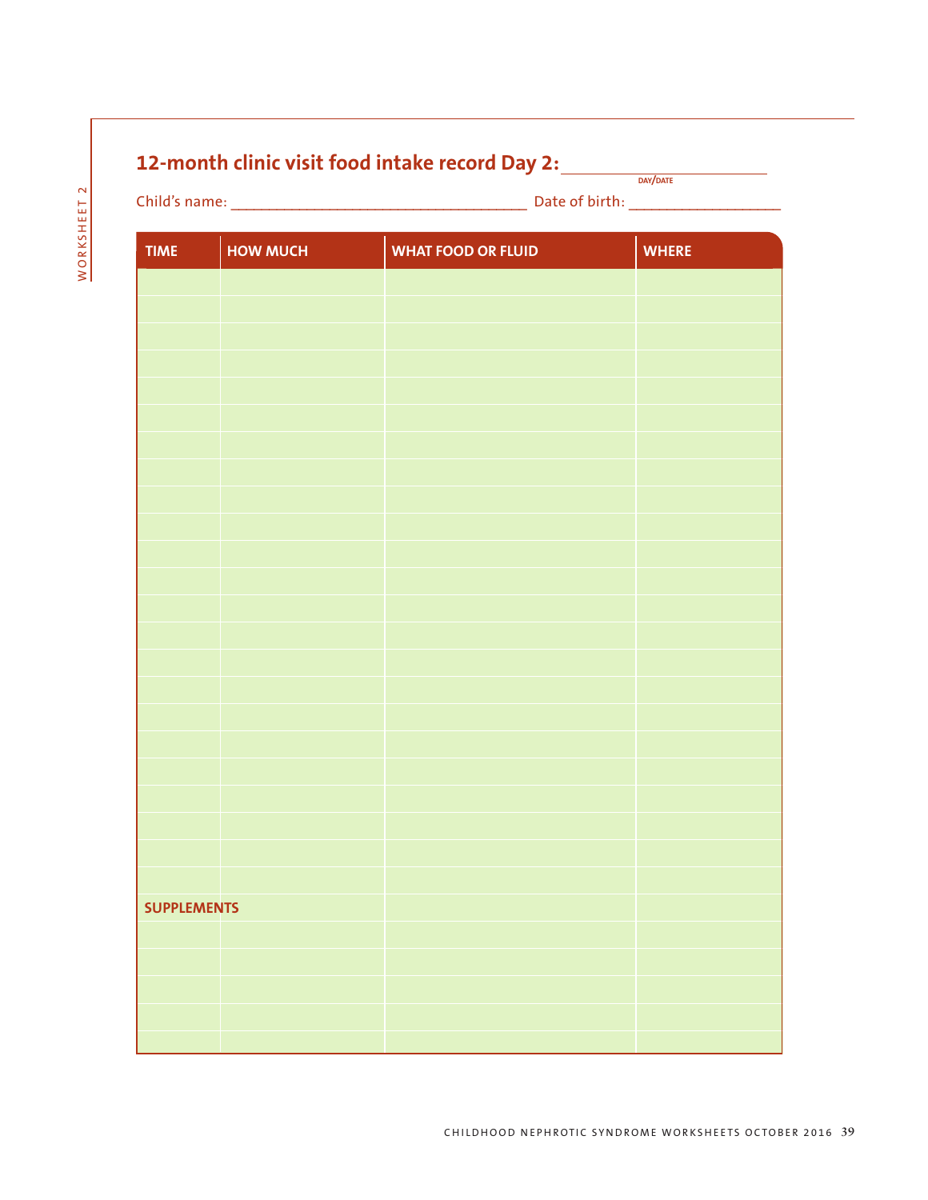WORKSHEET 2

# 12-month clinic visit food intake record Day 2: ______________________

DAY/DATE

Child's name: ____________________________________ Date of birth: __________________

| TIME | HOW MUCH | WHAT FOOD OR FLUID | WHERE |
|---|---|---|---|
| | | | |
| | | | |
| | | | |
| | | | |
| | | | |
| | | | |
| | | | |
| | | | |
| | | | |
| | | | |
| | | | |
| | | | |
| | | | |
| | | | |
| | | | |
| | | | |
| | | | |
| | | | |
| | | | |
| | | | |
| | | | |
| | | | |
| | | | |
| **SUPPLEMENTS** | | | |
| | | | |
| | | | |
| | | | |
| | | | |
| | | | |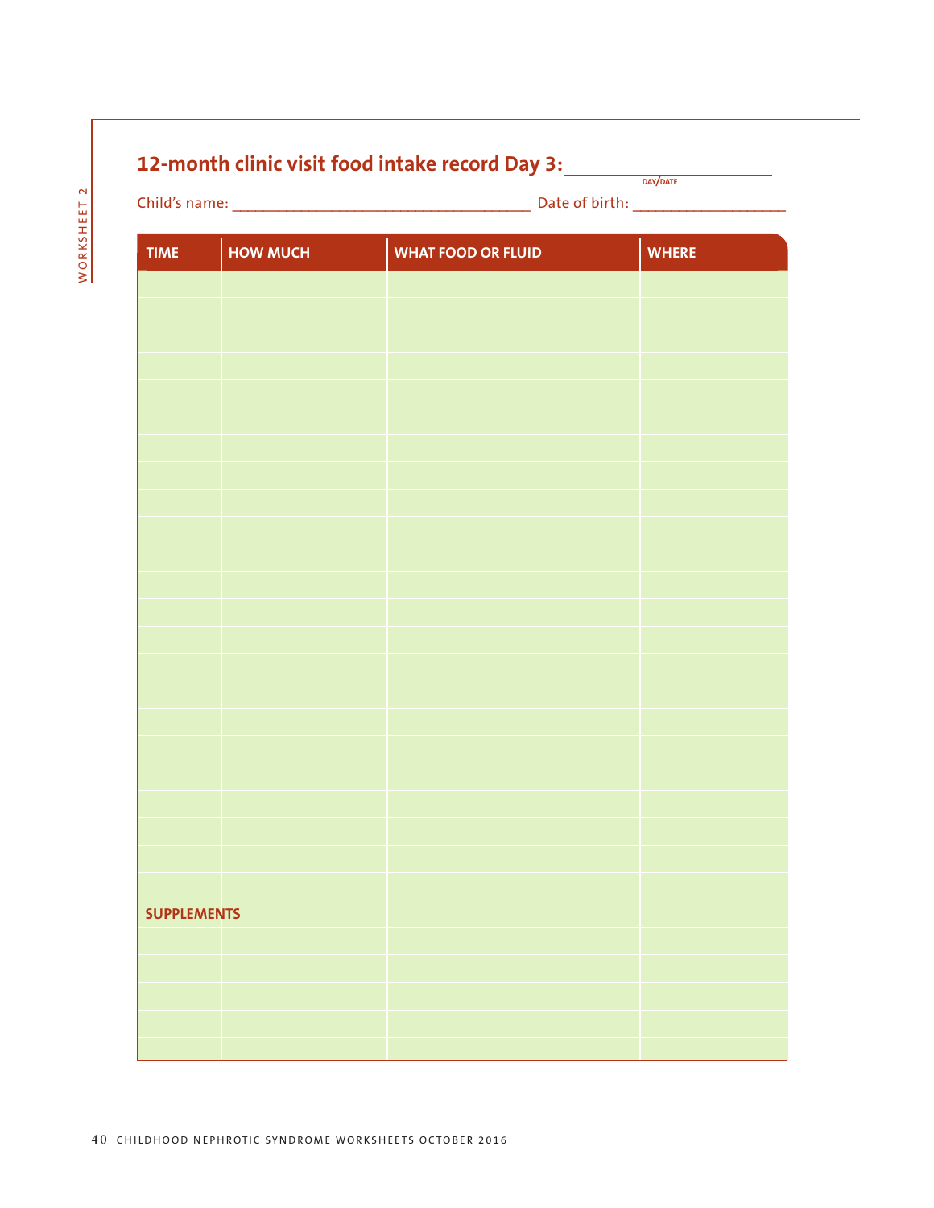## 12-month clinic visit food intake record Day 3: ____________________

DAY/DATE

Child's name: ____________________________________ Date of birth: __________________

| TIME | HOW MUCH | WHAT FOOD OR FLUID | WHERE |
|---|---|---|---|
| | | | |
| | | | |
| | | | |
| | | | |
| | | | |
| | | | |
| | | | |
| | | | |
| | | | |
| | | | |
| | | | |
| | | | |
| | | | |
| | | | |
| | | | |
| | | | |
| | | | |
| | | | |
| | | | |
| | | | |
| | | | |
| | | | |
| | | | |
| **SUPPLEMENTS** | | | |
| | | | |
| | | | |
| | | | |
| | | | |
| | | | |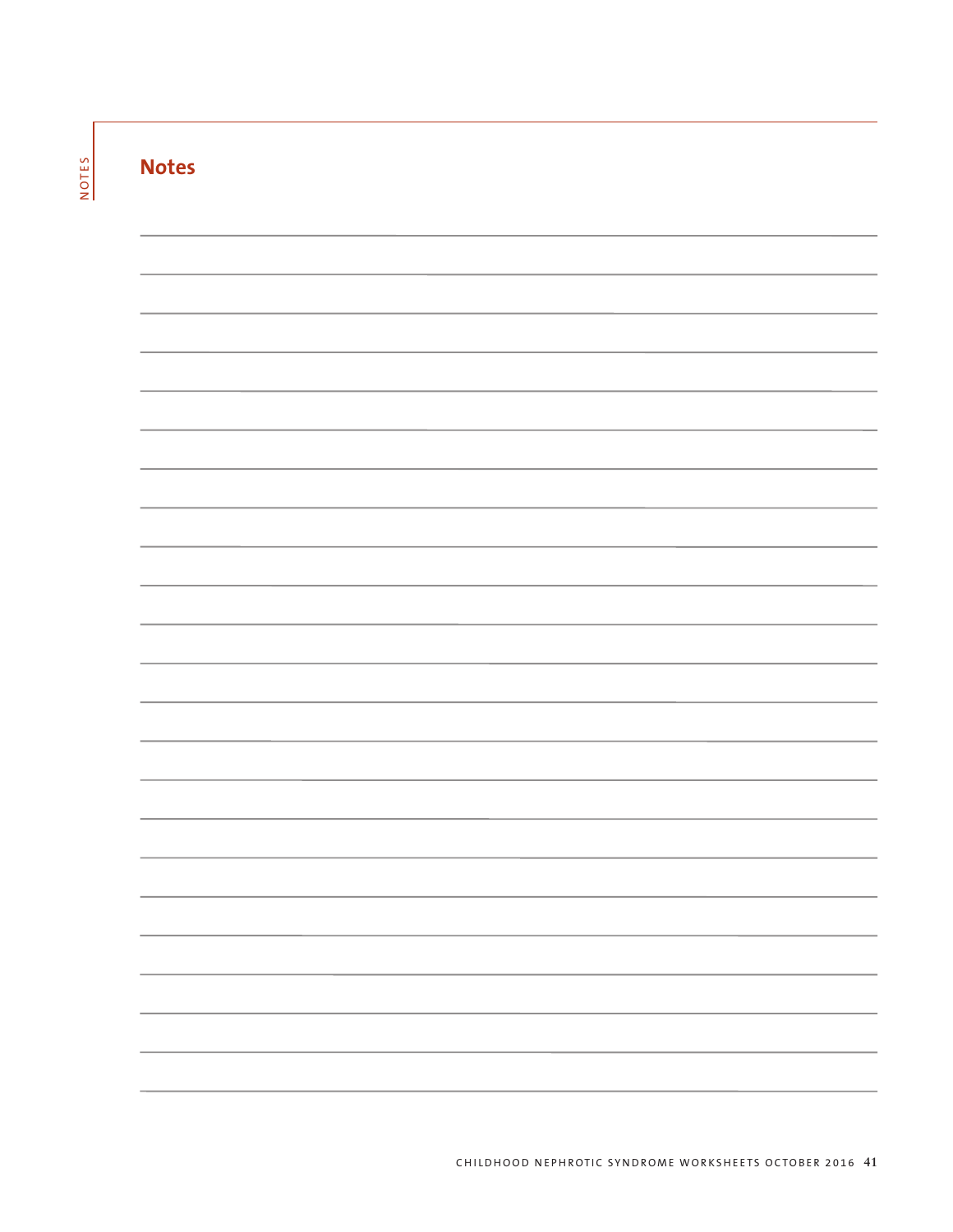## Notes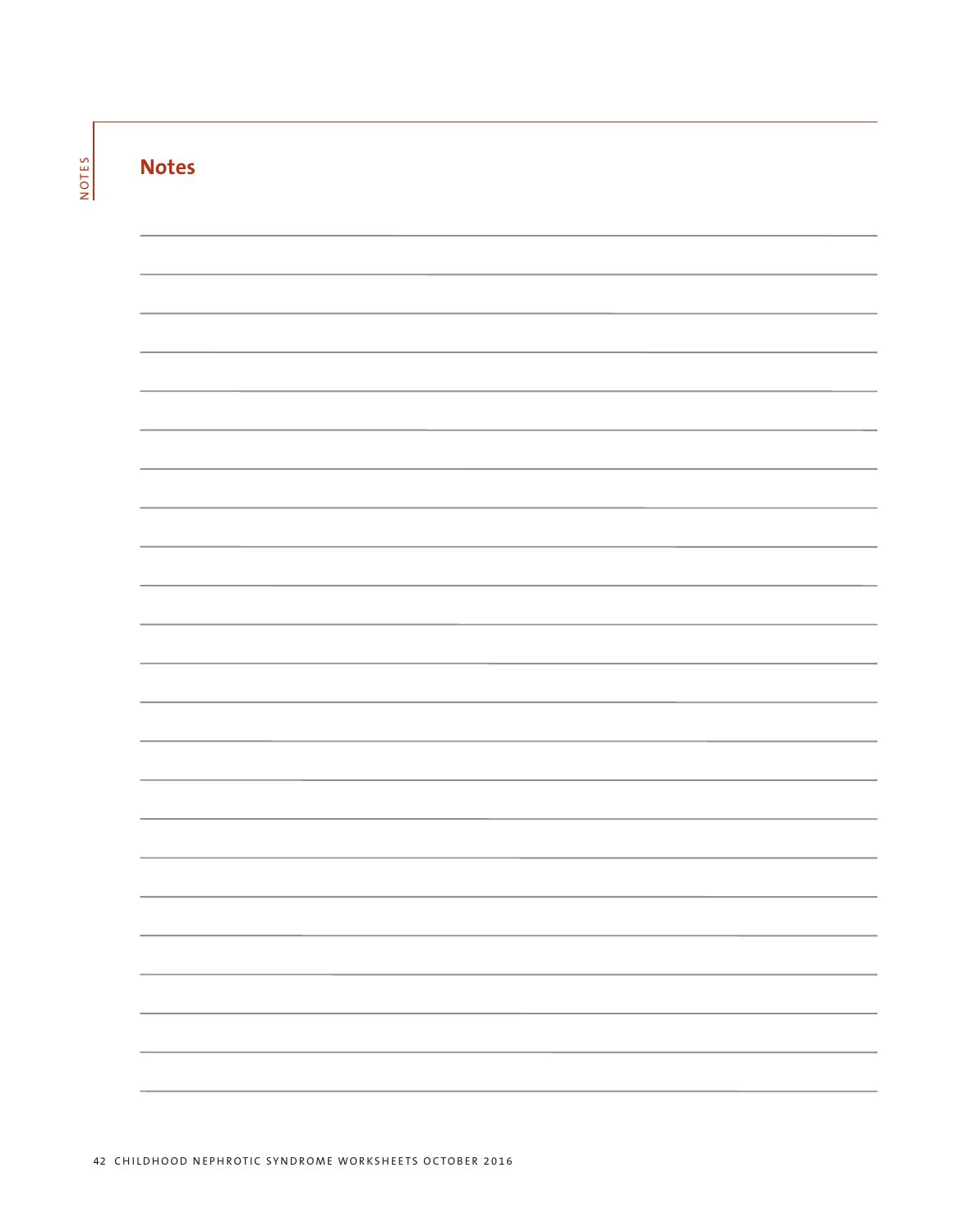## Notes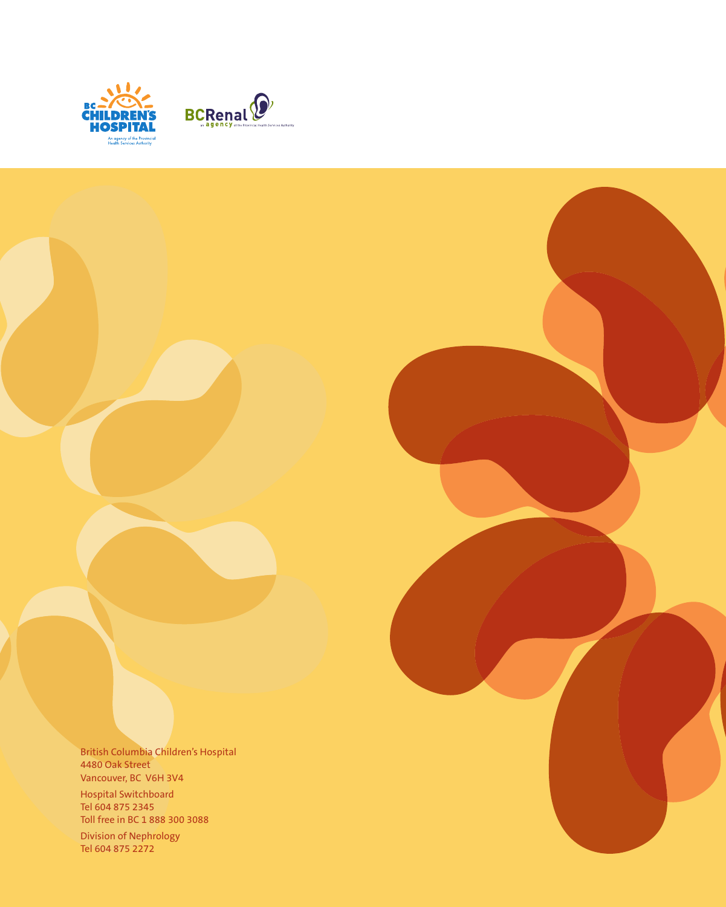British Columbia Children's Hospital
4480 Oak Street
Vancouver, BC V6H 3V4

Hospital Switchboard
Tel 604 875 2345
Toll free in BC 1 888 300 3088

Division of Nephrology
Tel 604 875 2272